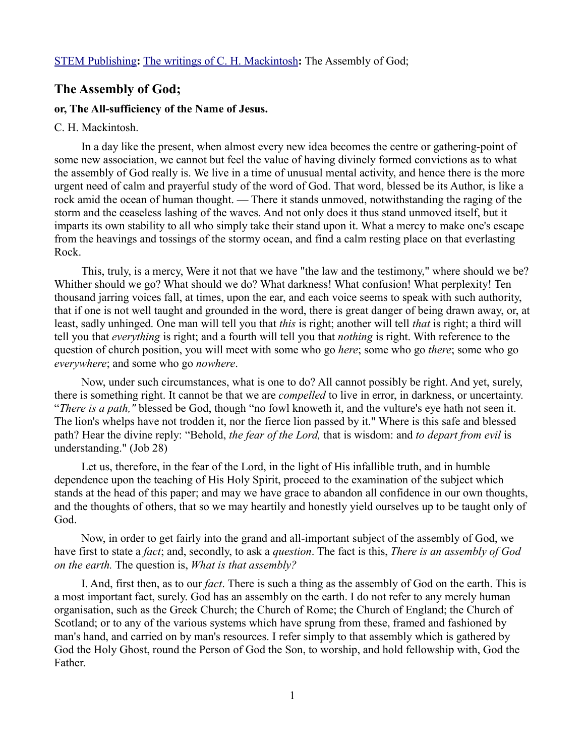[STEM Publishing](#): [The writings of C. H. Mackintosh](#): The Assembly of God;

## The Assembly of God;

### or, The All-sufficiency of the Name of Jesus.

C. H. Mackintosh.

In a day like the present, when almost every new idea becomes the centre or gathering-point of some new association, we cannot but feel the value of having divinely formed convictions as to what the assembly of God really is. We live in a time of unusual mental activity, and hence there is the more urgent need of calm and prayerful study of the word of God. That word, blessed be its Author, is like a rock amid the ocean of human thought. — There it stands unmoved, notwithstanding the raging of the storm and the ceaseless lashing of the waves. And not only does it thus stand unmoved itself, but it imparts its own stability to all who simply take their stand upon it. What a mercy to make one's escape from the heavings and tossings of the stormy ocean, and find a calm resting place on that everlasting Rock.

This, truly, is a mercy, Were it not that we have "the law and the testimony," where should we be? Whither should we go? What should we do? What darkness! What confusion! What perplexity! Ten thousand jarring voices fall, at times, upon the ear, and each voice seems to speak with such authority, that if one is not well taught and grounded in the word, there is great danger of being drawn away, or, at least, sadly unhinged. One man will tell you that *this* is right; another will tell *that* is right; a third will tell you that *everything* is right; and a fourth will tell you that *nothing* is right. With reference to the question of church position, you will meet with some who go *here*; some who go *there*; some who go *everywhere*; and some who go *nowhere*.

Now, under such circumstances, what is one to do? All cannot possibly be right. And yet, surely, there is something right. It cannot be that we are *compelled* to live in error, in darkness, or uncertainty. "*There is a path,"* blessed be God, though "no fowl knoweth it, and the vulture's eye hath not seen it. The lion's whelps have not trodden it, nor the fierce lion passed by it." Where is this safe and blessed path? Hear the divine reply: "Behold, *the fear of the Lord,* that is wisdom: and *to depart from evil* is understanding." (Job 28)

Let us, therefore, in the fear of the Lord, in the light of His infallible truth, and in humble dependence upon the teaching of His Holy Spirit, proceed to the examination of the subject which stands at the head of this paper; and may we have grace to abandon all confidence in our own thoughts, and the thoughts of others, that so we may heartily and honestly yield ourselves up to be taught only of God.

Now, in order to get fairly into the grand and all-important subject of the assembly of God, we have first to state a *fact*; and, secondly, to ask a *question*. The fact is this, *There is an assembly of God on the earth.* The question is, *What is that assembly?*

I. And, first then, as to our *fact*. There is such a thing as the assembly of God on the earth. This is a most important fact, surely. God has an assembly on the earth. I do not refer to any merely human organisation, such as the Greek Church; the Church of Rome; the Church of England; the Church of Scotland; or to any of the various systems which have sprung from these, framed and fashioned by man's hand, and carried on by man's resources. I refer simply to that assembly which is gathered by God the Holy Ghost, round the Person of God the Son, to worship, and hold fellowship with, God the Father.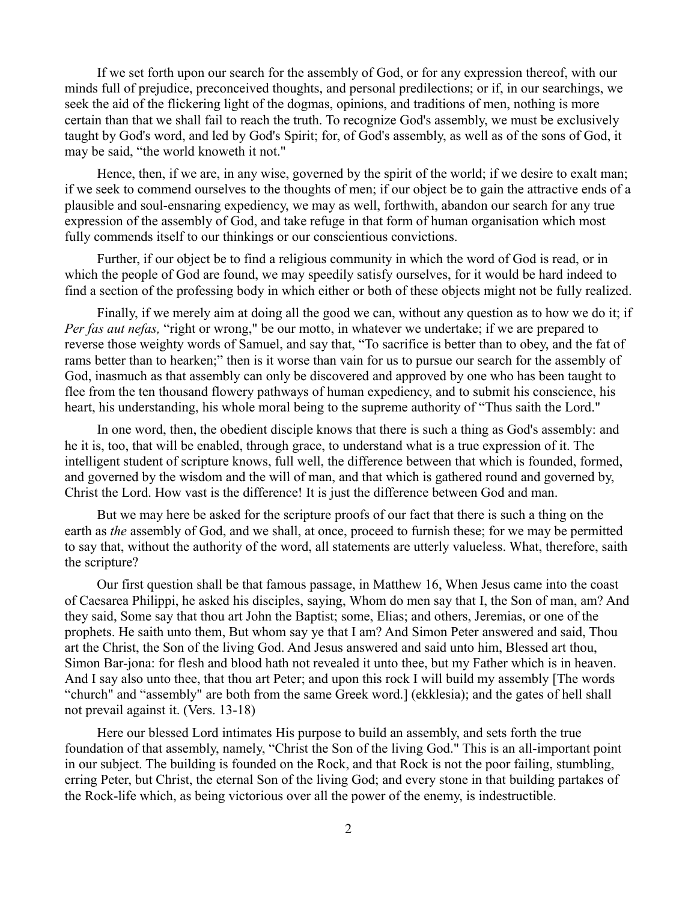If we set forth upon our search for the assembly of God, or for any expression thereof, with our minds full of prejudice, preconceived thoughts, and personal predilections; or if, in our searchings, we seek the aid of the flickering light of the dogmas, opinions, and traditions of men, nothing is more certain than that we shall fail to reach the truth. To recognize God's assembly, we must be exclusively taught by God's word, and led by God's Spirit; for, of God's assembly, as well as of the sons of God, it may be said, "the world knoweth it not."

Hence, then, if we are, in any wise, governed by the spirit of the world; if we desire to exalt man; if we seek to commend ourselves to the thoughts of men; if our object be to gain the attractive ends of a plausible and soul-ensnaring expediency, we may as well, forthwith, abandon our search for any true expression of the assembly of God, and take refuge in that form of human organisation which most fully commends itself to our thinkings or our conscientious convictions.

Further, if our object be to find a religious community in which the word of God is read, or in which the people of God are found, we may speedily satisfy ourselves, for it would be hard indeed to find a section of the professing body in which either or both of these objects might not be fully realized.

Finally, if we merely aim at doing all the good we can, without any question as to how we do it; if *Per fas aut nefas,* "right or wrong," be our motto, in whatever we undertake; if we are prepared to reverse those weighty words of Samuel, and say that, "To sacrifice is better than to obey, and the fat of rams better than to hearken;" then is it worse than vain for us to pursue our search for the assembly of God, inasmuch as that assembly can only be discovered and approved by one who has been taught to flee from the ten thousand flowery pathways of human expediency, and to submit his conscience, his heart, his understanding, his whole moral being to the supreme authority of "Thus saith the Lord."

In one word, then, the obedient disciple knows that there is such a thing as God's assembly: and he it is, too, that will be enabled, through grace, to understand what is a true expression of it. The intelligent student of scripture knows, full well, the difference between that which is founded, formed, and governed by the wisdom and the will of man, and that which is gathered round and governed by, Christ the Lord. How vast is the difference! It is just the difference between God and man.

But we may here be asked for the scripture proofs of our fact that there is such a thing on the earth as *the* assembly of God, and we shall, at once, proceed to furnish these; for we may be permitted to say that, without the authority of the word, all statements are utterly valueless. What, therefore, saith the scripture?

Our first question shall be that famous passage, in Matthew 16, When Jesus came into the coast of Caesarea Philippi, he asked his disciples, saying, Whom do men say that I, the Son of man, am? And they said, Some say that thou art John the Baptist; some, Elias; and others, Jeremias, or one of the prophets. He saith unto them, But whom say ye that I am? And Simon Peter answered and said, Thou art the Christ, the Son of the living God. And Jesus answered and said unto him, Blessed art thou, Simon Bar-jona: for flesh and blood hath not revealed it unto thee, but my Father which is in heaven. And I say also unto thee, that thou art Peter; and upon this rock I will build my assembly [The words "church" and "assembly" are both from the same Greek word.] (ekklesia); and the gates of hell shall not prevail against it. (Vers. 13-18)

Here our blessed Lord intimates His purpose to build an assembly, and sets forth the true foundation of that assembly, namely, "Christ the Son of the living God." This is an all-important point in our subject. The building is founded on the Rock, and that Rock is not the poor failing, stumbling, erring Peter, but Christ, the eternal Son of the living God; and every stone in that building partakes of the Rock-life which, as being victorious over all the power of the enemy, is indestructible.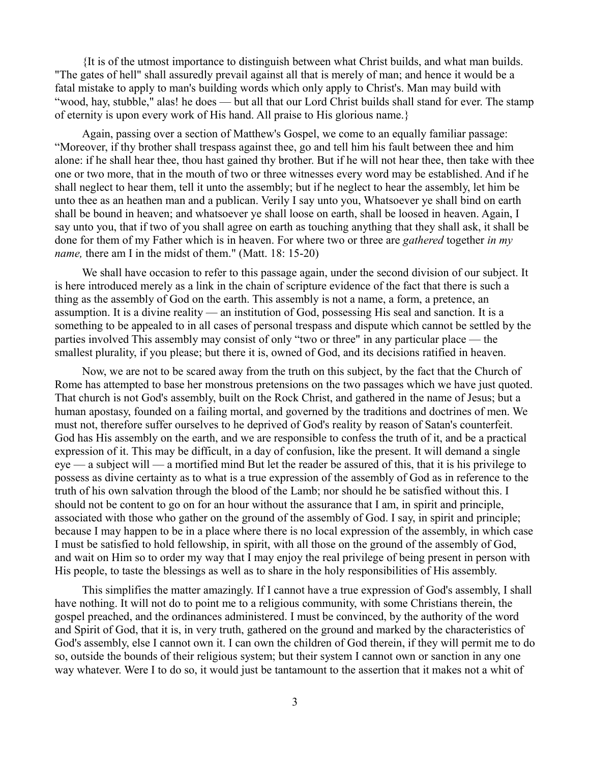{It is of the utmost importance to distinguish between what Christ builds, and what man builds. "The gates of hell" shall assuredly prevail against all that is merely of man; and hence it would be a fatal mistake to apply to man's building words which only apply to Christ's. Man may build with "wood, hay, stubble," alas! he does — but all that our Lord Christ builds shall stand for ever. The stamp of eternity is upon every work of His hand. All praise to His glorious name.}

Again, passing over a section of Matthew's Gospel, we come to an equally familiar passage: "Moreover, if thy brother shall trespass against thee, go and tell him his fault between thee and him alone: if he shall hear thee, thou hast gained thy brother. But if he will not hear thee, then take with thee one or two more, that in the mouth of two or three witnesses every word may be established. And if he shall neglect to hear them, tell it unto the assembly; but if he neglect to hear the assembly, let him be unto thee as an heathen man and a publican. Verily I say unto you, Whatsoever ye shall bind on earth shall be bound in heaven; and whatsoever ye shall loose on earth, shall be loosed in heaven. Again, I say unto you, that if two of you shall agree on earth as touching anything that they shall ask, it shall be done for them of my Father which is in heaven. For where two or three are *gathered* together *in my name,* there am I in the midst of them." (Matt. 18: 15-20)

We shall have occasion to refer to this passage again, under the second division of our subject. It is here introduced merely as a link in the chain of scripture evidence of the fact that there is such a thing as the assembly of God on the earth. This assembly is not a name, a form, a pretence, an assumption. It is a divine reality — an institution of God, possessing His seal and sanction. It is a something to be appealed to in all cases of personal trespass and dispute which cannot be settled by the parties involved This assembly may consist of only "two or three" in any particular place — the smallest plurality, if you please; but there it is, owned of God, and its decisions ratified in heaven.

Now, we are not to be scared away from the truth on this subject, by the fact that the Church of Rome has attempted to base her monstrous pretensions on the two passages which we have just quoted. That church is not God's assembly, built on the Rock Christ, and gathered in the name of Jesus; but a human apostasy, founded on a failing mortal, and governed by the traditions and doctrines of men. We must not, therefore suffer ourselves to he deprived of God's reality by reason of Satan's counterfeit. God has His assembly on the earth, and we are responsible to confess the truth of it, and be a practical expression of it. This may be difficult, in a day of confusion, like the present. It will demand a single eye — a subject will — a mortified mind But let the reader be assured of this, that it is his privilege to possess as divine certainty as to what is a true expression of the assembly of God as in reference to the truth of his own salvation through the blood of the Lamb; nor should he be satisfied without this. I should not be content to go on for an hour without the assurance that I am, in spirit and principle, associated with those who gather on the ground of the assembly of God. I say, in spirit and principle; because I may happen to be in a place where there is no local expression of the assembly, in which case I must be satisfied to hold fellowship, in spirit, with all those on the ground of the assembly of God, and wait on Him so to order my way that I may enjoy the real privilege of being present in person with His people, to taste the blessings as well as to share in the holy responsibilities of His assembly.

This simplifies the matter amazingly. If I cannot have a true expression of God's assembly, I shall have nothing. It will not do to point me to a religious community, with some Christians therein, the gospel preached, and the ordinances administered. I must be convinced, by the authority of the word and Spirit of God, that it is, in very truth, gathered on the ground and marked by the characteristics of God's assembly, else I cannot own it. I can own the children of God therein, if they will permit me to do so, outside the bounds of their religious system; but their system I cannot own or sanction in any one way whatever. Were I to do so, it would just be tantamount to the assertion that it makes not a whit of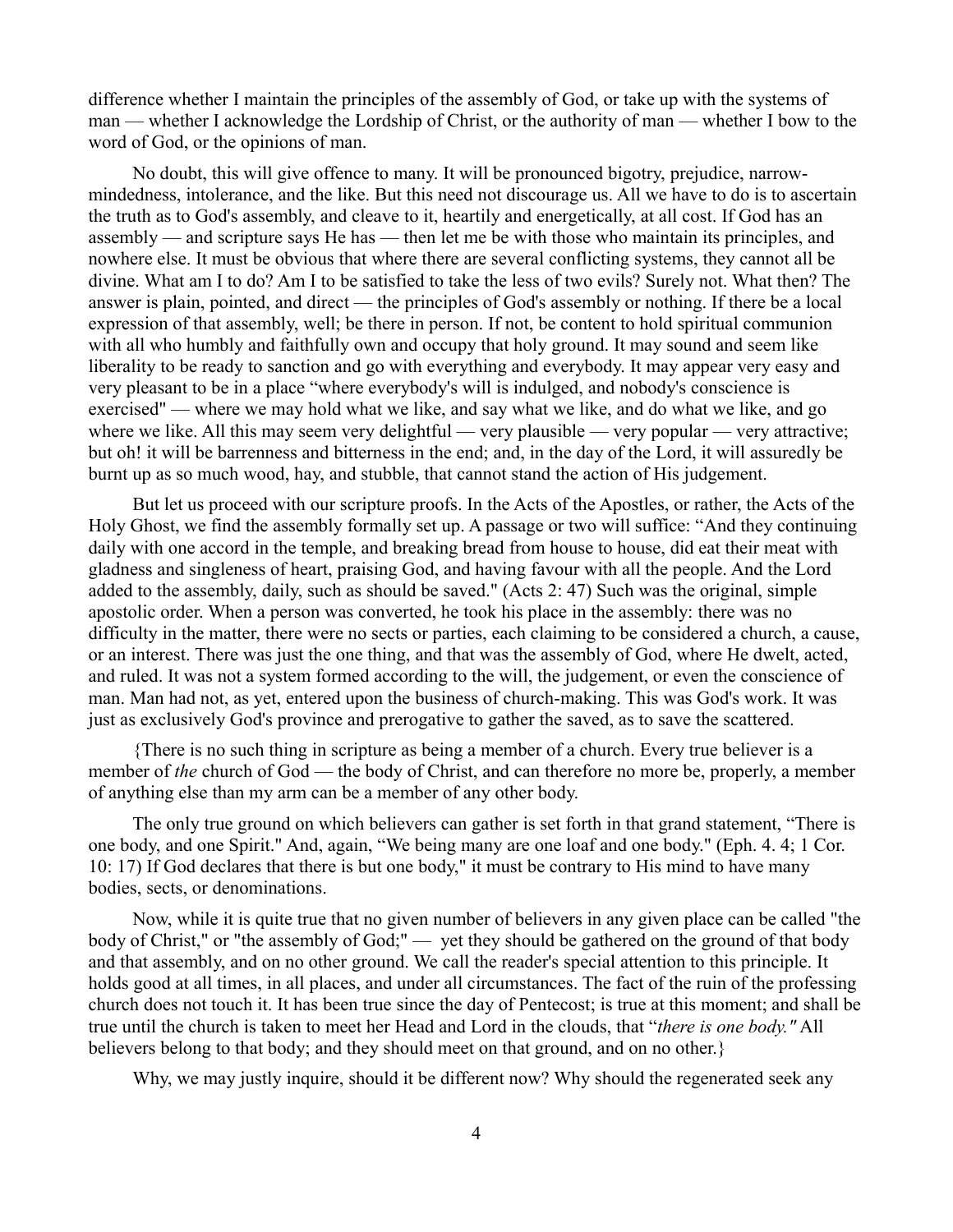difference whether I maintain the principles of the assembly of God, or take up with the systems of man — whether I acknowledge the Lordship of Christ, or the authority of man — whether I bow to the word of God, or the opinions of man.

No doubt, this will give offence to many. It will be pronounced bigotry, prejudice, narrow-mindedness, intolerance, and the like. But this need not discourage us. All we have to do is to ascertain the truth as to God's assembly, and cleave to it, heartily and energetically, at all cost. If God has an assembly — and scripture says He has — then let me be with those who maintain its principles, and nowhere else. It must be obvious that where there are several conflicting systems, they cannot all be divine. What am I to do? Am I to be satisfied to take the less of two evils? Surely not. What then? The answer is plain, pointed, and direct — the principles of God's assembly or nothing. If there be a local expression of that assembly, well; be there in person. If not, be content to hold spiritual communion with all who humbly and faithfully own and occupy that holy ground. It may sound and seem like liberality to be ready to sanction and go with everything and everybody. It may appear very easy and very pleasant to be in a place "where everybody's will is indulged, and nobody's conscience is exercised" — where we may hold what we like, and say what we like, and do what we like, and go where we like. All this may seem very delightful — very plausible — very popular — very attractive; but oh! it will be barrenness and bitterness in the end; and, in the day of the Lord, it will assuredly be burnt up as so much wood, hay, and stubble, that cannot stand the action of His judgement.

But let us proceed with our scripture proofs. In the Acts of the Apostles, or rather, the Acts of the Holy Ghost, we find the assembly formally set up. A passage or two will suffice: "And they continuing daily with one accord in the temple, and breaking bread from house to house, did eat their meat with gladness and singleness of heart, praising God, and having favour with all the people. And the Lord added to the assembly, daily, such as should be saved." (Acts 2: 47) Such was the original, simple apostolic order. When a person was converted, he took his place in the assembly: there was no difficulty in the matter, there were no sects or parties, each claiming to be considered a church, a cause, or an interest. There was just the one thing, and that was the assembly of God, where He dwelt, acted, and ruled. It was not a system formed according to the will, the judgement, or even the conscience of man. Man had not, as yet, entered upon the business of church-making. This was God's work. It was just as exclusively God's province and prerogative to gather the saved, as to save the scattered.

{There is no such thing in scripture as being a member of a church. Every true believer is a member of *the* church of God — the body of Christ, and can therefore no more be, properly, a member of anything else than my arm can be a member of any other body.

The only true ground on which believers can gather is set forth in that grand statement, "There is one body, and one Spirit." And, again, "We being many are one loaf and one body." (Eph. 4. 4; 1 Cor. 10: 17) If God declares that there is but one body," it must be contrary to His mind to have many bodies, sects, or denominations.

Now, while it is quite true that no given number of believers in any given place can be called "the body of Christ," or "the assembly of God;" — yet they should be gathered on the ground of that body and that assembly, and on no other ground. We call the reader's special attention to this principle. It holds good at all times, in all places, and under all circumstances. The fact of the ruin of the professing church does not touch it. It has been true since the day of Pentecost; is true at this moment; and shall be true until the church is taken to meet her Head and Lord in the clouds, that "*there is one body."* All believers belong to that body; and they should meet on that ground, and on no other.}

Why, we may justly inquire, should it be different now? Why should the regenerated seek any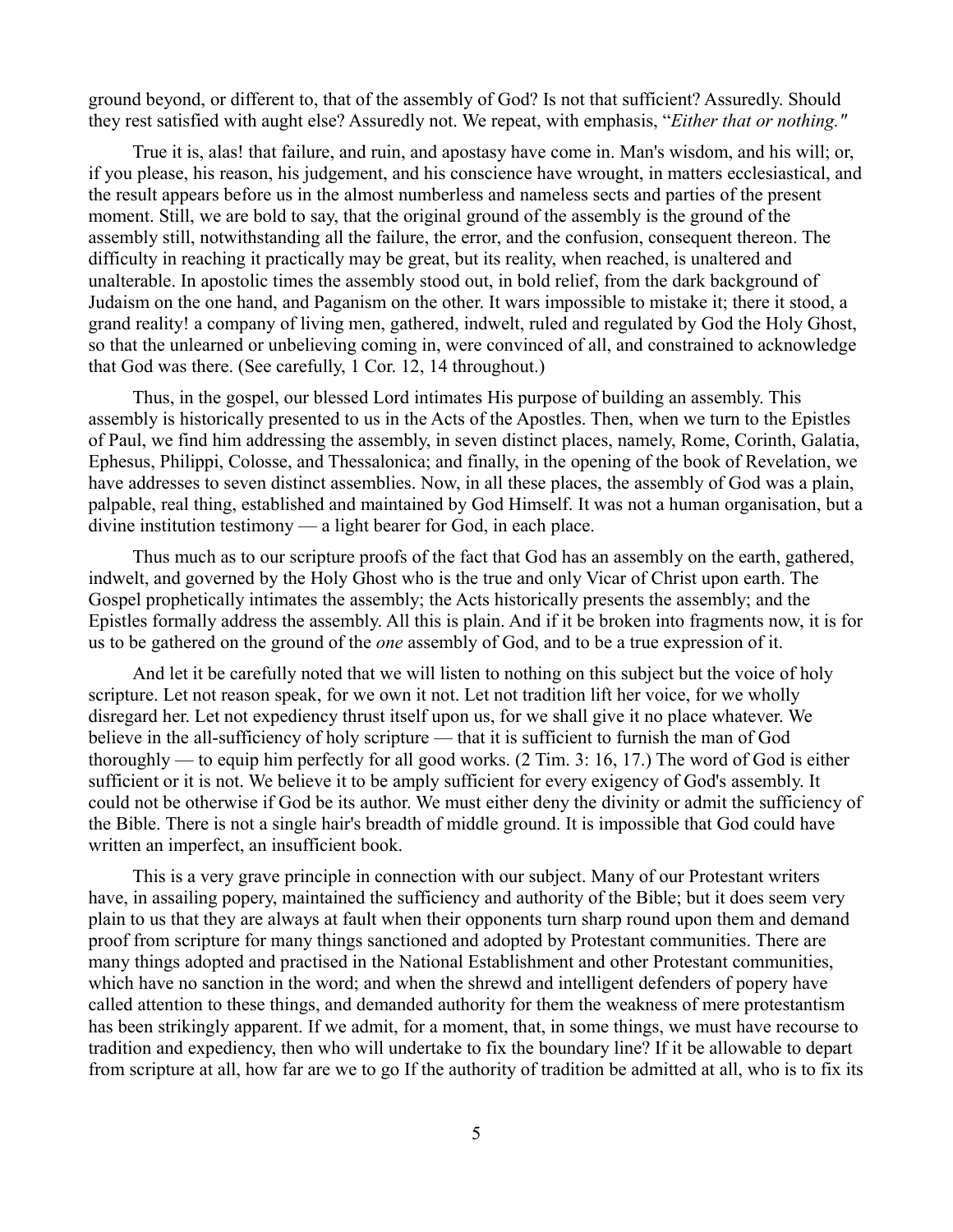ground beyond, or different to, that of the assembly of God? Is not that sufficient? Assuredly. Should they rest satisfied with aught else? Assuredly not. We repeat, with emphasis, "*Either that or nothing."*

True it is, alas! that failure, and ruin, and apostasy have come in. Man's wisdom, and his will; or, if you please, his reason, his judgement, and his conscience have wrought, in matters ecclesiastical, and the result appears before us in the almost numberless and nameless sects and parties of the present moment. Still, we are bold to say, that the original ground of the assembly is the ground of the assembly still, notwithstanding all the failure, the error, and the confusion, consequent thereon. The difficulty in reaching it practically may be great, but its reality, when reached, is unaltered and unalterable. In apostolic times the assembly stood out, in bold relief, from the dark background of Judaism on the one hand, and Paganism on the other. It wars impossible to mistake it; there it stood, a grand reality! a company of living men, gathered, indwelt, ruled and regulated by God the Holy Ghost, so that the unlearned or unbelieving coming in, were convinced of all, and constrained to acknowledge that God was there. (See carefully, 1 Cor. 12, 14 throughout.)

Thus, in the gospel, our blessed Lord intimates His purpose of building an assembly. This assembly is historically presented to us in the Acts of the Apostles. Then, when we turn to the Epistles of Paul, we find him addressing the assembly, in seven distinct places, namely, Rome, Corinth, Galatia, Ephesus, Philippi, Colosse, and Thessalonica; and finally, in the opening of the book of Revelation, we have addresses to seven distinct assemblies. Now, in all these places, the assembly of God was a plain, palpable, real thing, established and maintained by God Himself. It was not a human organisation, but a divine institution testimony — a light bearer for God, in each place.

Thus much as to our scripture proofs of the fact that God has an assembly on the earth, gathered, indwelt, and governed by the Holy Ghost who is the true and only Vicar of Christ upon earth. The Gospel prophetically intimates the assembly; the Acts historically presents the assembly; and the Epistles formally address the assembly. All this is plain. And if it be broken into fragments now, it is for us to be gathered on the ground of the *one* assembly of God, and to be a true expression of it.

And let it be carefully noted that we will listen to nothing on this subject but the voice of holy scripture. Let not reason speak, for we own it not. Let not tradition lift her voice, for we wholly disregard her. Let not expediency thrust itself upon us, for we shall give it no place whatever. We believe in the all-sufficiency of holy scripture — that it is sufficient to furnish the man of God thoroughly — to equip him perfectly for all good works. (2 Tim. 3: 16, 17.) The word of God is either sufficient or it is not. We believe it to be amply sufficient for every exigency of God's assembly. It could not be otherwise if God be its author. We must either deny the divinity or admit the sufficiency of the Bible. There is not a single hair's breadth of middle ground. It is impossible that God could have written an imperfect, an insufficient book.

This is a very grave principle in connection with our subject. Many of our Protestant writers have, in assailing popery, maintained the sufficiency and authority of the Bible; but it does seem very plain to us that they are always at fault when their opponents turn sharp round upon them and demand proof from scripture for many things sanctioned and adopted by Protestant communities. There are many things adopted and practised in the National Establishment and other Protestant communities, which have no sanction in the word; and when the shrewd and intelligent defenders of popery have called attention to these things, and demanded authority for them the weakness of mere protestantism has been strikingly apparent. If we admit, for a moment, that, in some things, we must have recourse to tradition and expediency, then who will undertake to fix the boundary line? If it be allowable to depart from scripture at all, how far are we to go If the authority of tradition be admitted at all, who is to fix its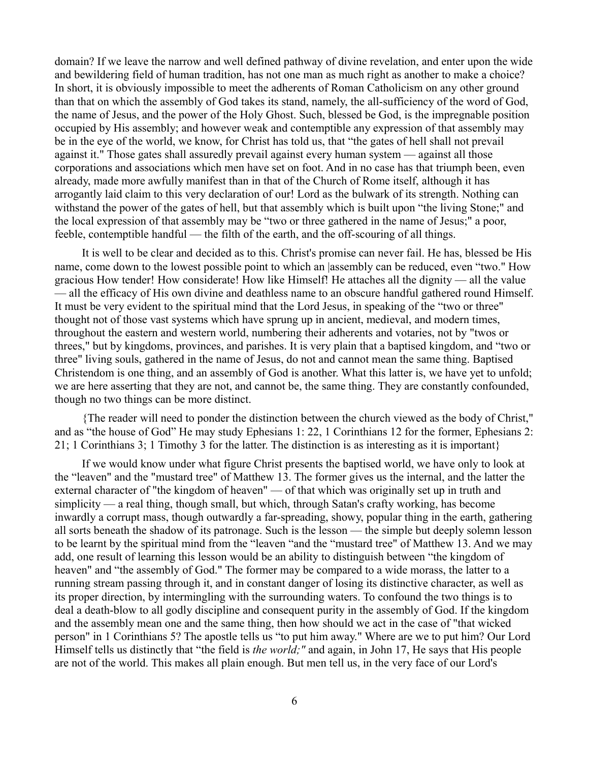domain? If we leave the narrow and well defined pathway of divine revelation, and enter upon the wide and bewildering field of human tradition, has not one man as much right as another to make a choice? In short, it is obviously impossible to meet the adherents of Roman Catholicism on any other ground than that on which the assembly of God takes its stand, namely, the all-sufficiency of the word of God, the name of Jesus, and the power of the Holy Ghost. Such, blessed be God, is the impregnable position occupied by His assembly; and however weak and contemptible any expression of that assembly may be in the eye of the world, we know, for Christ has told us, that "the gates of hell shall not prevail against it." Those gates shall assuredly prevail against every human system — against all those corporations and associations which men have set on foot. And in no case has that triumph been, even already, made more awfully manifest than in that of the Church of Rome itself, although it has arrogantly laid claim to this very declaration of our! Lord as the bulwark of its strength. Nothing can withstand the power of the gates of hell, but that assembly which is built upon "the living Stone;" and the local expression of that assembly may be "two or three gathered in the name of Jesus;" a poor, feeble, contemptible handful — the filth of the earth, and the off-scouring of all things.

It is well to be clear and decided as to this. Christ's promise can never fail. He has, blessed be His name, come down to the lowest possible point to which an |assembly can be reduced, even "two." How gracious How tender! How considerate! How like Himself! He attaches all the dignity — all the value — all the efficacy of His own divine and deathless name to an obscure handful gathered round Himself. It must be very evident to the spiritual mind that the Lord Jesus, in speaking of the "two or three" thought not of those vast systems which have sprung up in ancient, medieval, and modern times, throughout the eastern and western world, numbering their adherents and votaries, not by "twos or threes," but by kingdoms, provinces, and parishes. It is very plain that a baptised kingdom, and "two or three" living souls, gathered in the name of Jesus, do not and cannot mean the same thing. Baptised Christendom is one thing, and an assembly of God is another. What this latter is, we have yet to unfold; we are here asserting that they are not, and cannot be, the same thing. They are constantly confounded, though no two things can be more distinct.

{The reader will need to ponder the distinction between the church viewed as the body of Christ," and as "the house of God" He may study Ephesians 1: 22, 1 Corinthians 12 for the former, Ephesians 2: 21; 1 Corinthians 3; 1 Timothy 3 for the latter. The distinction is as interesting as it is important}

If we would know under what figure Christ presents the baptised world, we have only to look at the "leaven" and the "mustard tree" of Matthew 13. The former gives us the internal, and the latter the external character of "the kingdom of heaven" — of that which was originally set up in truth and simplicity — a real thing, though small, but which, through Satan's crafty working, has become inwardly a corrupt mass, though outwardly a far-spreading, showy, popular thing in the earth, gathering all sorts beneath the shadow of its patronage. Such is the lesson — the simple but deeply solemn lesson to be learnt by the spiritual mind from the "leaven "and the "mustard tree" of Matthew 13. And we may add, one result of learning this lesson would be an ability to distinguish between "the kingdom of heaven" and "the assembly of God." The former may be compared to a wide morass, the latter to a running stream passing through it, and in constant danger of losing its distinctive character, as well as its proper direction, by intermingling with the surrounding waters. To confound the two things is to deal a death-blow to all godly discipline and consequent purity in the assembly of God. If the kingdom and the assembly mean one and the same thing, then how should we act in the case of "that wicked person" in 1 Corinthians 5? The apostle tells us "to put him away." Where are we to put him? Our Lord Himself tells us distinctly that "the field is *the world;"* and again, in John 17, He says that His people are not of the world. This makes all plain enough. But men tell us, in the very face of our Lord's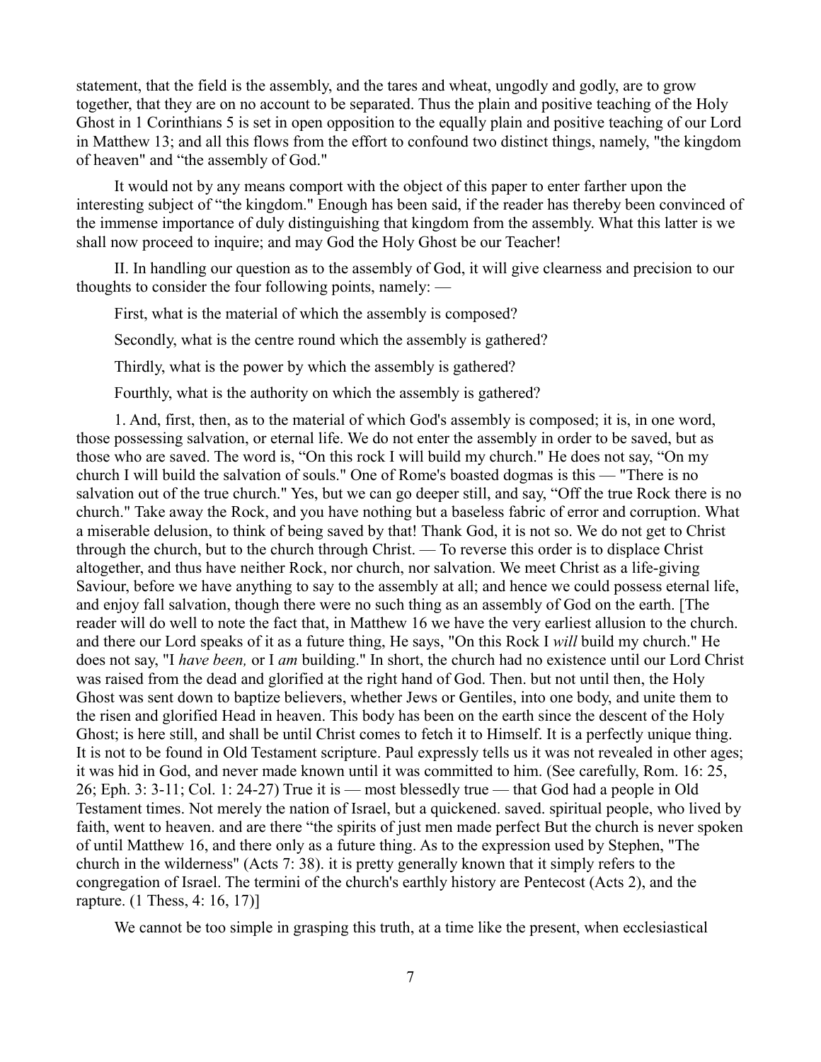statement, that the field is the assembly, and the tares and wheat, ungodly and godly, are to grow together, that they are on no account to be separated. Thus the plain and positive teaching of the Holy Ghost in 1 Corinthians 5 is set in open opposition to the equally plain and positive teaching of our Lord in Matthew 13; and all this flows from the effort to confound two distinct things, namely, "the kingdom of heaven" and "the assembly of God."

It would not by any means comport with the object of this paper to enter farther upon the interesting subject of "the kingdom." Enough has been said, if the reader has thereby been convinced of the immense importance of duly distinguishing that kingdom from the assembly. What this latter is we shall now proceed to inquire; and may God the Holy Ghost be our Teacher!

II. In handling our question as to the assembly of God, it will give clearness and precision to our thoughts to consider the four following points, namely: —

First, what is the material of which the assembly is composed?

Secondly, what is the centre round which the assembly is gathered?

Thirdly, what is the power by which the assembly is gathered?

Fourthly, what is the authority on which the assembly is gathered?

1. And, first, then, as to the material of which God's assembly is composed; it is, in one word, those possessing salvation, or eternal life. We do not enter the assembly in order to be saved, but as those who are saved. The word is, "On this rock I will build my church." He does not say, "On my church I will build the salvation of souls." One of Rome's boasted dogmas is this — "There is no salvation out of the true church." Yes, but we can go deeper still, and say, "Off the true Rock there is no church." Take away the Rock, and you have nothing but a baseless fabric of error and corruption. What a miserable delusion, to think of being saved by that! Thank God, it is not so. We do not get to Christ through the church, but to the church through Christ. — To reverse this order is to displace Christ altogether, and thus have neither Rock, nor church, nor salvation. We meet Christ as a life-giving Saviour, before we have anything to say to the assembly at all; and hence we could possess eternal life, and enjoy fall salvation, though there were no such thing as an assembly of God on the earth. [The reader will do well to note the fact that, in Matthew 16 we have the very earliest allusion to the church. and there our Lord speaks of it as a future thing, He says, "On this Rock I *will* build my church." He does not say, "I *have been,* or I *am* building." In short, the church had no existence until our Lord Christ was raised from the dead and glorified at the right hand of God. Then. but not until then, the Holy Ghost was sent down to baptize believers, whether Jews or Gentiles, into one body, and unite them to the risen and glorified Head in heaven. This body has been on the earth since the descent of the Holy Ghost; is here still, and shall be until Christ comes to fetch it to Himself. It is a perfectly unique thing. It is not to be found in Old Testament scripture. Paul expressly tells us it was not revealed in other ages; it was hid in God, and never made known until it was committed to him. (See carefully, Rom. 16: 25, 26; Eph. 3: 3-11; Col. 1: 24-27) True it is — most blessedly true — that God had a people in Old Testament times. Not merely the nation of Israel, but a quickened. saved. spiritual people, who lived by faith, went to heaven. and are there "the spirits of just men made perfect But the church is never spoken of until Matthew 16, and there only as a future thing. As to the expression used by Stephen, "The church in the wilderness" (Acts 7: 38). it is pretty generally known that it simply refers to the congregation of Israel. The termini of the church's earthly history are Pentecost (Acts 2), and the rapture. (1 Thess, 4: 16, 17)]

We cannot be too simple in grasping this truth, at a time like the present, when ecclesiastical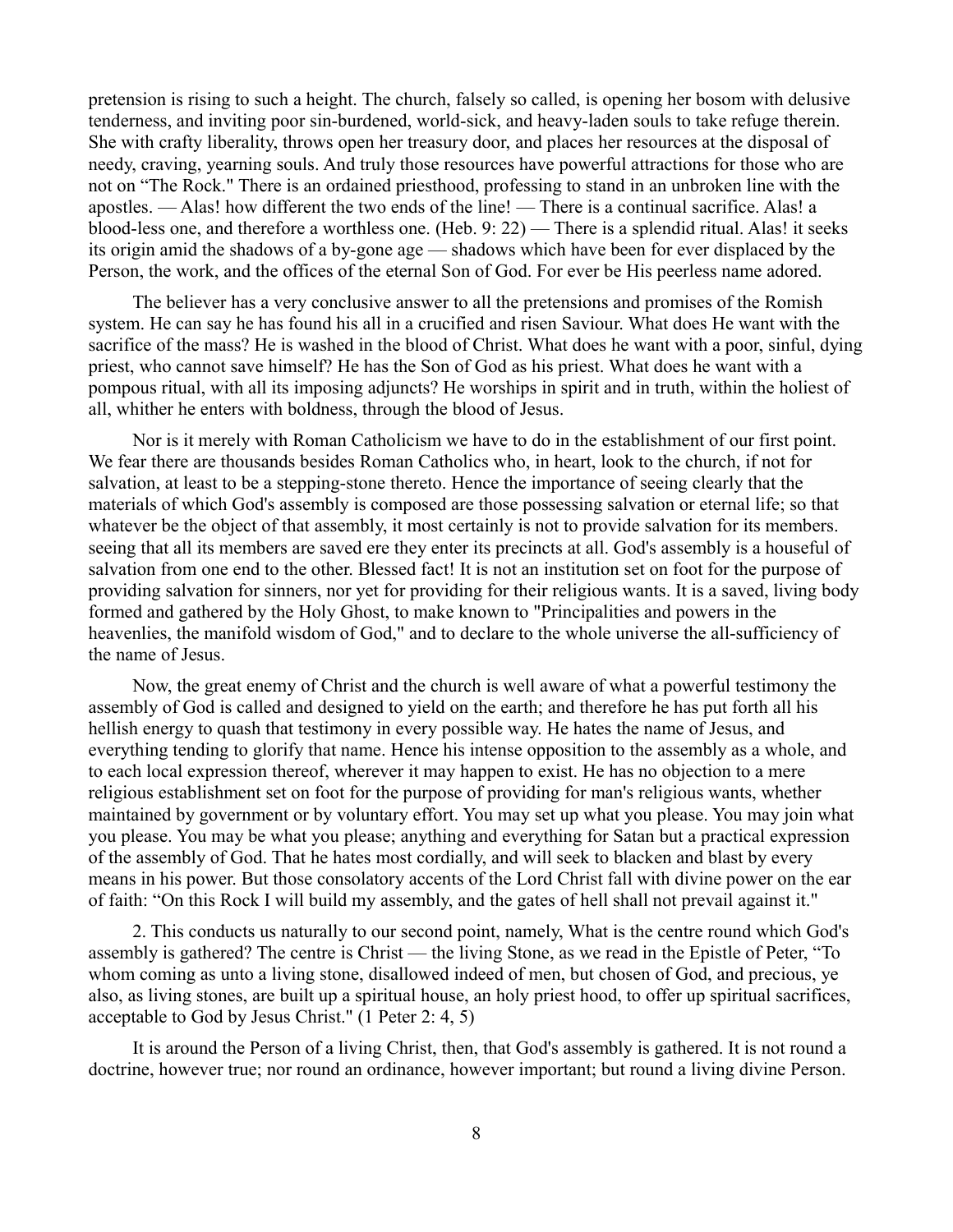pretension is rising to such a height. The church, falsely so called, is opening her bosom with delusive tenderness, and inviting poor sin-burdened, world-sick, and heavy-laden souls to take refuge therein. She with crafty liberality, throws open her treasury door, and places her resources at the disposal of needy, craving, yearning souls. And truly those resources have powerful attractions for those who are not on "The Rock." There is an ordained priesthood, professing to stand in an unbroken line with the apostles. — Alas! how different the two ends of the line! — There is a continual sacrifice. Alas! a blood-less one, and therefore a worthless one. (Heb. 9: 22) — There is a splendid ritual. Alas! it seeks its origin amid the shadows of a by-gone age — shadows which have been for ever displaced by the Person, the work, and the offices of the eternal Son of God. For ever be His peerless name adored.

The believer has a very conclusive answer to all the pretensions and promises of the Romish system. He can say he has found his all in a crucified and risen Saviour. What does He want with the sacrifice of the mass? He is washed in the blood of Christ. What does he want with a poor, sinful, dying priest, who cannot save himself? He has the Son of God as his priest. What does he want with a pompous ritual, with all its imposing adjuncts? He worships in spirit and in truth, within the holiest of all, whither he enters with boldness, through the blood of Jesus.

Nor is it merely with Roman Catholicism we have to do in the establishment of our first point. We fear there are thousands besides Roman Catholics who, in heart, look to the church, if not for salvation, at least to be a stepping-stone thereto. Hence the importance of seeing clearly that the materials of which God's assembly is composed are those possessing salvation or eternal life; so that whatever be the object of that assembly, it most certainly is not to provide salvation for its members. seeing that all its members are saved ere they enter its precincts at all. God's assembly is a houseful of salvation from one end to the other. Blessed fact! It is not an institution set on foot for the purpose of providing salvation for sinners, nor yet for providing for their religious wants. It is a saved, living body formed and gathered by the Holy Ghost, to make known to "Principalities and powers in the heavenlies, the manifold wisdom of God," and to declare to the whole universe the all-sufficiency of the name of Jesus.

Now, the great enemy of Christ and the church is well aware of what a powerful testimony the assembly of God is called and designed to yield on the earth; and therefore he has put forth all his hellish energy to quash that testimony in every possible way. He hates the name of Jesus, and everything tending to glorify that name. Hence his intense opposition to the assembly as a whole, and to each local expression thereof, wherever it may happen to exist. He has no objection to a mere religious establishment set on foot for the purpose of providing for man's religious wants, whether maintained by government or by voluntary effort. You may set up what you please. You may join what you please. You may be what you please; anything and everything for Satan but a practical expression of the assembly of God. That he hates most cordially, and will seek to blacken and blast by every means in his power. But those consolatory accents of the Lord Christ fall with divine power on the ear of faith: "On this Rock I will build my assembly, and the gates of hell shall not prevail against it."

2. This conducts us naturally to our second point, namely, What is the centre round which God's assembly is gathered? The centre is Christ — the living Stone, as we read in the Epistle of Peter, "To whom coming as unto a living stone, disallowed indeed of men, but chosen of God, and precious, ye also, as living stones, are built up a spiritual house, an holy priest hood, to offer up spiritual sacrifices, acceptable to God by Jesus Christ." (1 Peter 2: 4, 5)

It is around the Person of a living Christ, then, that God's assembly is gathered. It is not round a doctrine, however true; nor round an ordinance, however important; but round a living divine Person.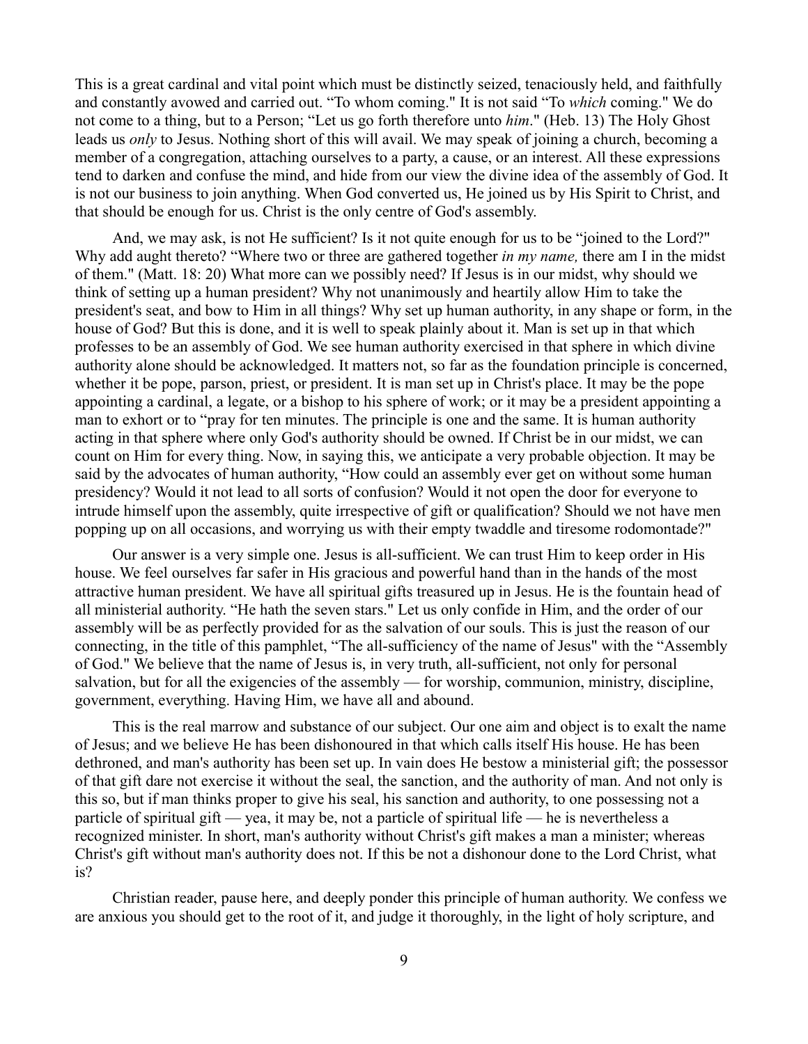This is a great cardinal and vital point which must be distinctly seized, tenaciously held, and faithfully and constantly avowed and carried out. "To whom coming." It is not said "To *which* coming." We do not come to a thing, but to a Person; "Let us go forth therefore unto *him*." (Heb. 13) The Holy Ghost leads us *only* to Jesus. Nothing short of this will avail. We may speak of joining a church, becoming a member of a congregation, attaching ourselves to a party, a cause, or an interest. All these expressions tend to darken and confuse the mind, and hide from our view the divine idea of the assembly of God. It is not our business to join anything. When God converted us, He joined us by His Spirit to Christ, and that should be enough for us. Christ is the only centre of God's assembly.

And, we may ask, is not He sufficient? Is it not quite enough for us to be "joined to the Lord?" Why add aught thereto? "Where two or three are gathered together *in my name,* there am I in the midst of them." (Matt. 18: 20) What more can we possibly need? If Jesus is in our midst, why should we think of setting up a human president? Why not unanimously and heartily allow Him to take the president's seat, and bow to Him in all things? Why set up human authority, in any shape or form, in the house of God? But this is done, and it is well to speak plainly about it. Man is set up in that which professes to be an assembly of God. We see human authority exercised in that sphere in which divine authority alone should be acknowledged. It matters not, so far as the foundation principle is concerned, whether it be pope, parson, priest, or president. It is man set up in Christ's place. It may be the pope appointing a cardinal, a legate, or a bishop to his sphere of work; or it may be a president appointing a man to exhort or to "pray for ten minutes. The principle is one and the same. It is human authority acting in that sphere where only God's authority should be owned. If Christ be in our midst, we can count on Him for every thing. Now, in saying this, we anticipate a very probable objection. It may be said by the advocates of human authority, "How could an assembly ever get on without some human presidency? Would it not lead to all sorts of confusion? Would it not open the door for everyone to intrude himself upon the assembly, quite irrespective of gift or qualification? Should we not have men popping up on all occasions, and worrying us with their empty twaddle and tiresome rodomontade?"

Our answer is a very simple one. Jesus is all-sufficient. We can trust Him to keep order in His house. We feel ourselves far safer in His gracious and powerful hand than in the hands of the most attractive human president. We have all spiritual gifts treasured up in Jesus. He is the fountain head of all ministerial authority. "He hath the seven stars." Let us only confide in Him, and the order of our assembly will be as perfectly provided for as the salvation of our souls. This is just the reason of our connecting, in the title of this pamphlet, "The all-sufficiency of the name of Jesus" with the "Assembly of God." We believe that the name of Jesus is, in very truth, all-sufficient, not only for personal salvation, but for all the exigencies of the assembly — for worship, communion, ministry, discipline, government, everything. Having Him, we have all and abound.

This is the real marrow and substance of our subject. Our one aim and object is to exalt the name of Jesus; and we believe He has been dishonoured in that which calls itself His house. He has been dethroned, and man's authority has been set up. In vain does He bestow a ministerial gift; the possessor of that gift dare not exercise it without the seal, the sanction, and the authority of man. And not only is this so, but if man thinks proper to give his seal, his sanction and authority, to one possessing not a particle of spiritual gift — yea, it may be, not a particle of spiritual life — he is nevertheless a recognized minister. In short, man's authority without Christ's gift makes a man a minister; whereas Christ's gift without man's authority does not. If this be not a dishonour done to the Lord Christ, what is?

Christian reader, pause here, and deeply ponder this principle of human authority. We confess we are anxious you should get to the root of it, and judge it thoroughly, in the light of holy scripture, and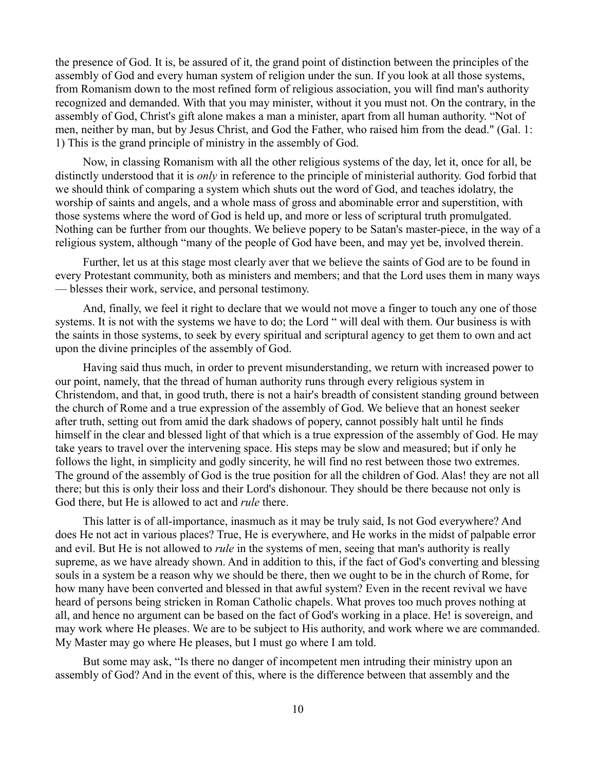the presence of God. It is, be assured of it, the grand point of distinction between the principles of the assembly of God and every human system of religion under the sun. If you look at all those systems, from Romanism down to the most refined form of religious association, you will find man's authority recognized and demanded. With that you may minister, without it you must not. On the contrary, in the assembly of God, Christ's gift alone makes a man a minister, apart from all human authority. "Not of men, neither by man, but by Jesus Christ, and God the Father, who raised him from the dead." (Gal. 1: 1) This is the grand principle of ministry in the assembly of God.

Now, in classing Romanism with all the other religious systems of the day, let it, once for all, be distinctly understood that it is *only* in reference to the principle of ministerial authority. God forbid that we should think of comparing a system which shuts out the word of God, and teaches idolatry, the worship of saints and angels, and a whole mass of gross and abominable error and superstition, with those systems where the word of God is held up, and more or less of scriptural truth promulgated. Nothing can be further from our thoughts. We believe popery to be Satan's master-piece, in the way of a religious system, although "many of the people of God have been, and may yet be, involved therein.

Further, let us at this stage most clearly aver that we believe the saints of God are to be found in every Protestant community, both as ministers and members; and that the Lord uses them in many ways — blesses their work, service, and personal testimony.

And, finally, we feel it right to declare that we would not move a finger to touch any one of those systems. It is not with the systems we have to do; the Lord " will deal with them. Our business is with the saints in those systems, to seek by every spiritual and scriptural agency to get them to own and act upon the divine principles of the assembly of God.

Having said thus much, in order to prevent misunderstanding, we return with increased power to our point, namely, that the thread of human authority runs through every religious system in Christendom, and that, in good truth, there is not a hair's breadth of consistent standing ground between the church of Rome and a true expression of the assembly of God. We believe that an honest seeker after truth, setting out from amid the dark shadows of popery, cannot possibly halt until he finds himself in the clear and blessed light of that which is a true expression of the assembly of God. He may take years to travel over the intervening space. His steps may be slow and measured; but if only he follows the light, in simplicity and godly sincerity, he will find no rest between those two extremes. The ground of the assembly of God is the true position for all the children of God. Alas! they are not all there; but this is only their loss and their Lord's dishonour. They should be there because not only is God there, but He is allowed to act and *rule* there.

This latter is of all-importance, inasmuch as it may be truly said, Is not God everywhere? And does He not act in various places? True, He is everywhere, and He works in the midst of palpable error and evil. But He is not allowed to *rule* in the systems of men, seeing that man's authority is really supreme, as we have already shown. And in addition to this, if the fact of God's converting and blessing souls in a system be a reason why we should be there, then we ought to be in the church of Rome, for how many have been converted and blessed in that awful system? Even in the recent revival we have heard of persons being stricken in Roman Catholic chapels. What proves too much proves nothing at all, and hence no argument can be based on the fact of God's working in a place. He! is sovereign, and may work where He pleases. We are to be subject to His authority, and work where we are commanded. My Master may go where He pleases, but I must go where I am told.

But some may ask, "Is there no danger of incompetent men intruding their ministry upon an assembly of God? And in the event of this, where is the difference between that assembly and the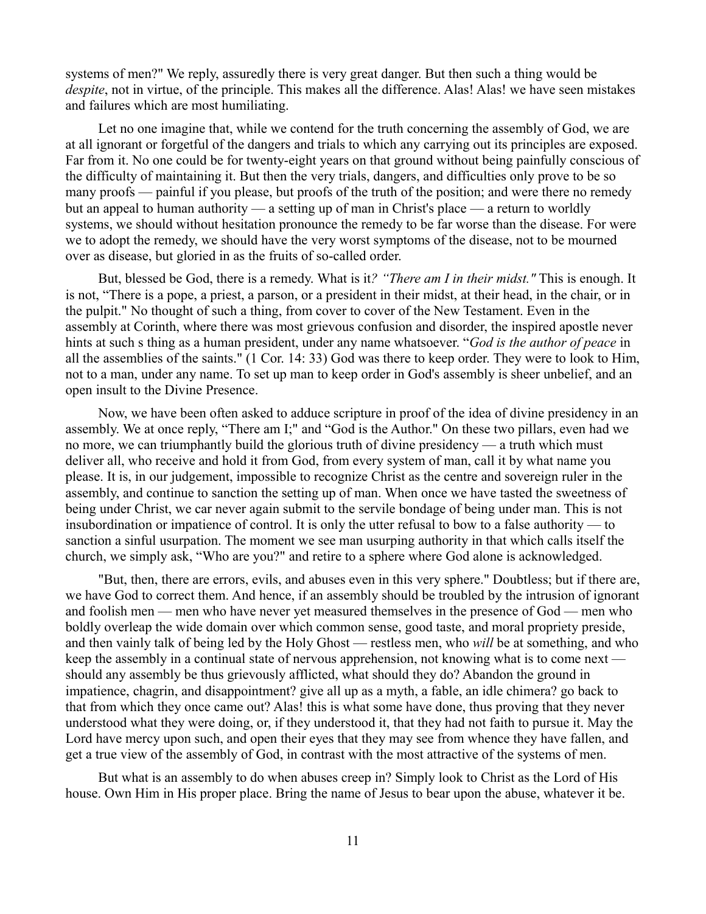systems of men?" We reply, assuredly there is very great danger. But then such a thing would be *despite*, not in virtue, of the principle. This makes all the difference. Alas! Alas! we have seen mistakes and failures which are most humiliating.

Let no one imagine that, while we contend for the truth concerning the assembly of God, we are at all ignorant or forgetful of the dangers and trials to which any carrying out its principles are exposed. Far from it. No one could be for twenty-eight years on that ground without being painfully conscious of the difficulty of maintaining it. But then the very trials, dangers, and difficulties only prove to be so many proofs — painful if you please, but proofs of the truth of the position; and were there no remedy but an appeal to human authority — a setting up of man in Christ's place — a return to worldly systems, we should without hesitation pronounce the remedy to be far worse than the disease. For were we to adopt the remedy, we should have the very worst symptoms of the disease, not to be mourned over as disease, but gloried in as the fruits of so-called order.

But, blessed be God, there is a remedy. What is it*? "There am I in their midst."* This is enough. It is not, "There is a pope, a priest, a parson, or a president in their midst, at their head, in the chair, or in the pulpit." No thought of such a thing, from cover to cover of the New Testament. Even in the assembly at Corinth, where there was most grievous confusion and disorder, the inspired apostle never hints at such s thing as a human president, under any name whatsoever. "*God is the author of peace* in all the assemblies of the saints." (1 Cor. 14: 33) God was there to keep order. They were to look to Him, not to a man, under any name. To set up man to keep order in God's assembly is sheer unbelief, and an open insult to the Divine Presence.

Now, we have been often asked to adduce scripture in proof of the idea of divine presidency in an assembly. We at once reply, "There am I;" and "God is the Author." On these two pillars, even had we no more, we can triumphantly build the glorious truth of divine presidency — a truth which must deliver all, who receive and hold it from God, from every system of man, call it by what name you please. It is, in our judgement, impossible to recognize Christ as the centre and sovereign ruler in the assembly, and continue to sanction the setting up of man. When once we have tasted the sweetness of being under Christ, we car never again submit to the servile bondage of being under man. This is not insubordination or impatience of control. It is only the utter refusal to bow to a false authority — to sanction a sinful usurpation. The moment we see man usurping authority in that which calls itself the church, we simply ask, "Who are you?" and retire to a sphere where God alone is acknowledged.

"But, then, there are errors, evils, and abuses even in this very sphere." Doubtless; but if there are, we have God to correct them. And hence, if an assembly should be troubled by the intrusion of ignorant and foolish men — men who have never yet measured themselves in the presence of God — men who boldly overleap the wide domain over which common sense, good taste, and moral propriety preside, and then vainly talk of being led by the Holy Ghost — restless men, who *will* be at something, and who keep the assembly in a continual state of nervous apprehension, not knowing what is to come next — should any assembly be thus grievously afflicted, what should they do? Abandon the ground in impatience, chagrin, and disappointment? give all up as a myth, a fable, an idle chimera? go back to that from which they once came out? Alas! this is what some have done, thus proving that they never understood what they were doing, or, if they understood it, that they had not faith to pursue it. May the Lord have mercy upon such, and open their eyes that they may see from whence they have fallen, and get a true view of the assembly of God, in contrast with the most attractive of the systems of men.

But what is an assembly to do when abuses creep in? Simply look to Christ as the Lord of His house. Own Him in His proper place. Bring the name of Jesus to bear upon the abuse, whatever it be.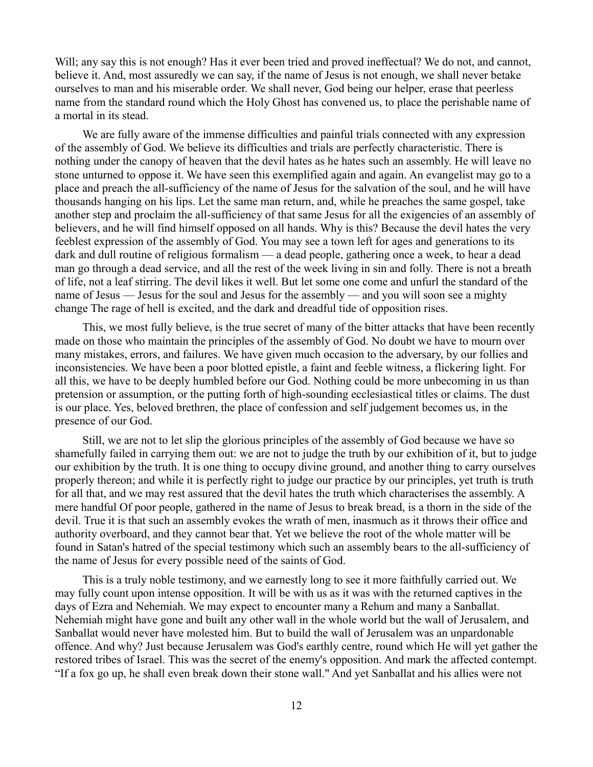Will; any say this is not enough? Has it ever been tried and proved ineffectual? We do not, and cannot, believe it. And, most assuredly we can say, if the name of Jesus is not enough, we shall never betake ourselves to man and his miserable order. We shall never, God being our helper, erase that peerless name from the standard round which the Holy Ghost has convened us, to place the perishable name of a mortal in its stead.

We are fully aware of the immense difficulties and painful trials connected with any expression of the assembly of God. We believe its difficulties and trials are perfectly characteristic. There is nothing under the canopy of heaven that the devil hates as he hates such an assembly. He will leave no stone unturned to oppose it. We have seen this exemplified again and again. An evangelist may go to a place and preach the all-sufficiency of the name of Jesus for the salvation of the soul, and he will have thousands hanging on his lips. Let the same man return, and, while he preaches the same gospel, take another step and proclaim the all-sufficiency of that same Jesus for all the exigencies of an assembly of believers, and he will find himself opposed on all hands. Why is this? Because the devil hates the very feeblest expression of the assembly of God. You may see a town left for ages and generations to its dark and dull routine of religious formalism — a dead people, gathering once a week, to hear a dead man go through a dead service, and all the rest of the week living in sin and folly. There is not a breath of life, not a leaf stirring. The devil likes it well. But let some one come and unfurl the standard of the name of Jesus — Jesus for the soul and Jesus for the assembly — and you will soon see a mighty change The rage of hell is excited, and the dark and dreadful tide of opposition rises.

This, we most fully believe, is the true secret of many of the bitter attacks that have been recently made on those who maintain the principles of the assembly of God. No doubt we have to mourn over many mistakes, errors, and failures. We have given much occasion to the adversary, by our follies and inconsistencies. We have been a poor blotted epistle, a faint and feeble witness, a flickering light. For all this, we have to be deeply humbled before our God. Nothing could be more unbecoming in us than pretension or assumption, or the putting forth of high-sounding ecclesiastical titles or claims. The dust is our place. Yes, beloved brethren, the place of confession and self judgement becomes us, in the presence of our God.

Still, we are not to let slip the glorious principles of the assembly of God because we have so shamefully failed in carrying them out: we are not to judge the truth by our exhibition of it, but to judge our exhibition by the truth. It is one thing to occupy divine ground, and another thing to carry ourselves properly thereon; and while it is perfectly right to judge our practice by our principles, yet truth is truth for all that, and we may rest assured that the devil hates the truth which characterises the assembly. A mere handful Of poor people, gathered in the name of Jesus to break bread, is a thorn in the side of the devil. True it is that such an assembly evokes the wrath of men, inasmuch as it throws their office and authority overboard, and they cannot bear that. Yet we believe the root of the whole matter will be found in Satan's hatred of the special testimony which such an assembly bears to the all-sufficiency of the name of Jesus for every possible need of the saints of God.

This is a truly noble testimony, and we earnestly long to see it more faithfully carried out. We may fully count upon intense opposition. It will be with us as it was with the returned captives in the days of Ezra and Nehemiah. We may expect to encounter many a Rehum and many a Sanballat. Nehemiah might have gone and built any other wall in the whole world but the wall of Jerusalem, and Sanballat would never have molested him. But to build the wall of Jerusalem was an unpardonable offence. And why? Just because Jerusalem was God's earthly centre, round which He will yet gather the restored tribes of Israel. This was the secret of the enemy's opposition. And mark the affected contempt. "If a fox go up, he shall even break down their stone wall." And yet Sanballat and his allies were not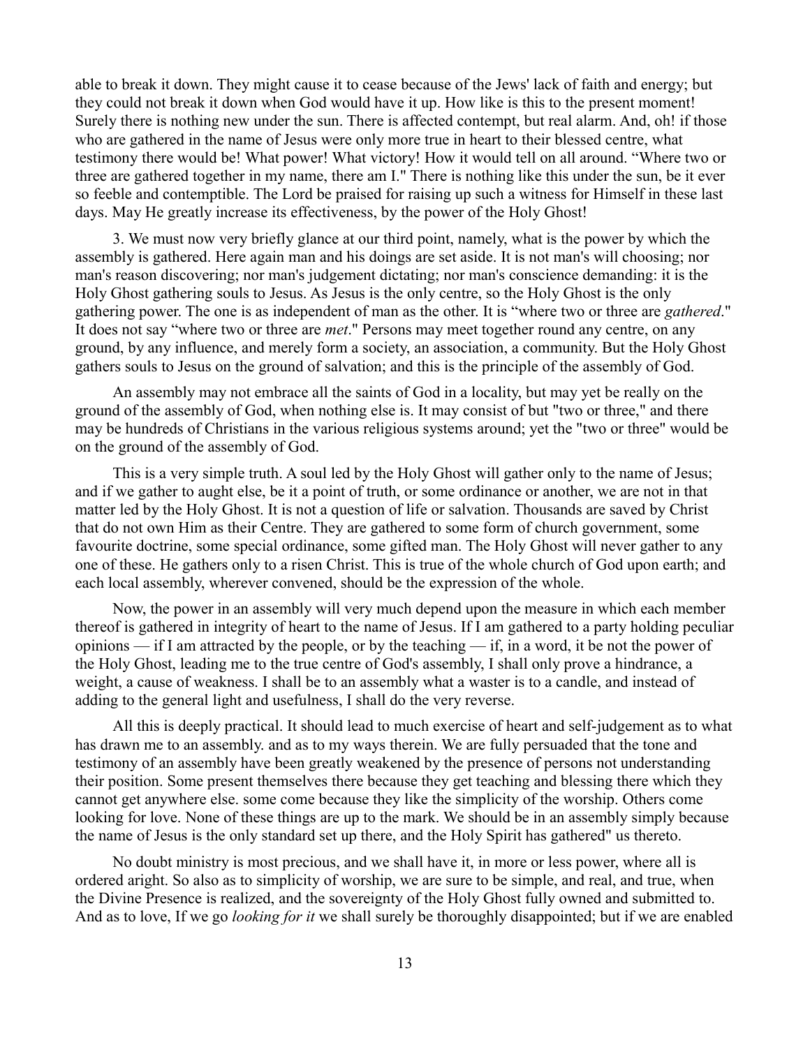able to break it down. They might cause it to cease because of the Jews' lack of faith and energy; but they could not break it down when God would have it up. How like is this to the present moment! Surely there is nothing new under the sun. There is affected contempt, but real alarm. And, oh! if those who are gathered in the name of Jesus were only more true in heart to their blessed centre, what testimony there would be! What power! What victory! How it would tell on all around. "Where two or three are gathered together in my name, there am I." There is nothing like this under the sun, be it ever so feeble and contemptible. The Lord be praised for raising up such a witness for Himself in these last days. May He greatly increase its effectiveness, by the power of the Holy Ghost!

3. We must now very briefly glance at our third point, namely, what is the power by which the assembly is gathered. Here again man and his doings are set aside. It is not man's will choosing; nor man's reason discovering; nor man's judgement dictating; nor man's conscience demanding: it is the Holy Ghost gathering souls to Jesus. As Jesus is the only centre, so the Holy Ghost is the only gathering power. The one is as independent of man as the other. It is "where two or three are *gathered*." It does not say "where two or three are *met*." Persons may meet together round any centre, on any ground, by any influence, and merely form a society, an association, a community. But the Holy Ghost gathers souls to Jesus on the ground of salvation; and this is the principle of the assembly of God.

An assembly may not embrace all the saints of God in a locality, but may yet be really on the ground of the assembly of God, when nothing else is. It may consist of but "two or three," and there may be hundreds of Christians in the various religious systems around; yet the "two or three" would be on the ground of the assembly of God.

This is a very simple truth. A soul led by the Holy Ghost will gather only to the name of Jesus; and if we gather to aught else, be it a point of truth, or some ordinance or another, we are not in that matter led by the Holy Ghost. It is not a question of life or salvation. Thousands are saved by Christ that do not own Him as their Centre. They are gathered to some form of church government, some favourite doctrine, some special ordinance, some gifted man. The Holy Ghost will never gather to any one of these. He gathers only to a risen Christ. This is true of the whole church of God upon earth; and each local assembly, wherever convened, should be the expression of the whole.

Now, the power in an assembly will very much depend upon the measure in which each member thereof is gathered in integrity of heart to the name of Jesus. If I am gathered to a party holding peculiar opinions — if I am attracted by the people, or by the teaching — if, in a word, it be not the power of the Holy Ghost, leading me to the true centre of God's assembly, I shall only prove a hindrance, a weight, a cause of weakness. I shall be to an assembly what a waster is to a candle, and instead of adding to the general light and usefulness, I shall do the very reverse.

All this is deeply practical. It should lead to much exercise of heart and self-judgement as to what has drawn me to an assembly. and as to my ways therein. We are fully persuaded that the tone and testimony of an assembly have been greatly weakened by the presence of persons not understanding their position. Some present themselves there because they get teaching and blessing there which they cannot get anywhere else. some come because they like the simplicity of the worship. Others come looking for love. None of these things are up to the mark. We should be in an assembly simply because the name of Jesus is the only standard set up there, and the Holy Spirit has gathered" us thereto.

No doubt ministry is most precious, and we shall have it, in more or less power, where all is ordered aright. So also as to simplicity of worship, we are sure to be simple, and real, and true, when the Divine Presence is realized, and the sovereignty of the Holy Ghost fully owned and submitted to. And as to love, If we go *looking for it* we shall surely be thoroughly disappointed; but if we are enabled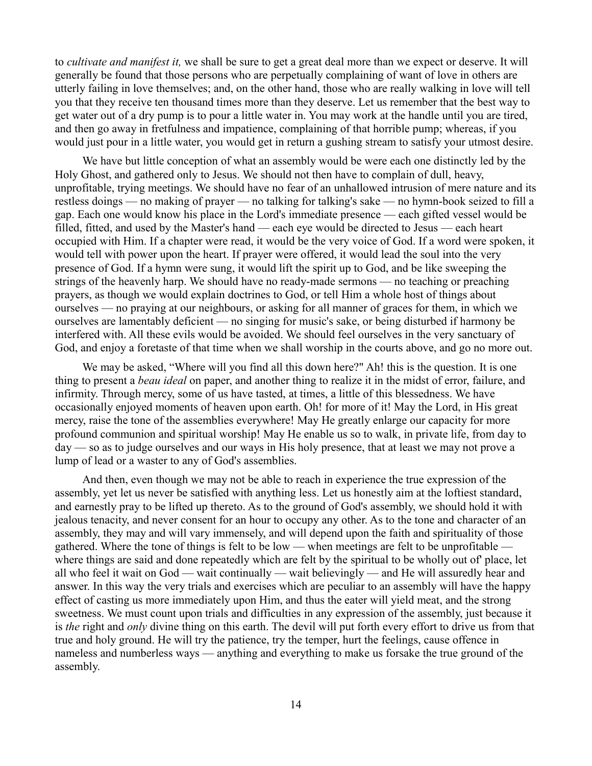to *cultivate and manifest it,* we shall be sure to get a great deal more than we expect or deserve. It will generally be found that those persons who are perpetually complaining of want of love in others are utterly failing in love themselves; and, on the other hand, those who are really walking in love will tell you that they receive ten thousand times more than they deserve. Let us remember that the best way to get water out of a dry pump is to pour a little water in. You may work at the handle until you are tired, and then go away in fretfulness and impatience, complaining of that horrible pump; whereas, if you would just pour in a little water, you would get in return a gushing stream to satisfy your utmost desire.

We have but little conception of what an assembly would be were each one distinctly led by the Holy Ghost, and gathered only to Jesus. We should not then have to complain of dull, heavy, unprofitable, trying meetings. We should have no fear of an unhallowed intrusion of mere nature and its restless doings — no making of prayer — no talking for talking's sake — no hymn-book seized to fill a gap. Each one would know his place in the Lord's immediate presence — each gifted vessel would be filled, fitted, and used by the Master's hand — each eye would be directed to Jesus — each heart occupied with Him. If a chapter were read, it would be the very voice of God. If a word were spoken, it would tell with power upon the heart. If prayer were offered, it would lead the soul into the very presence of God. If a hymn were sung, it would lift the spirit up to God, and be like sweeping the strings of the heavenly harp. We should have no ready-made sermons — no teaching or preaching prayers, as though we would explain doctrines to God, or tell Him a whole host of things about ourselves — no praying at our neighbours, or asking for all manner of graces for them, in which we ourselves are lamentably deficient — no singing for music's sake, or being disturbed if harmony be interfered with. All these evils would be avoided. We should feel ourselves in the very sanctuary of God, and enjoy a foretaste of that time when we shall worship in the courts above, and go no more out.

We may be asked, "Where will you find all this down here?" Ah! this is the question. It is one thing to present a *beau ideal* on paper, and another thing to realize it in the midst of error, failure, and infirmity. Through mercy, some of us have tasted, at times, a little of this blessedness. We have occasionally enjoyed moments of heaven upon earth. Oh! for more of it! May the Lord, in His great mercy, raise the tone of the assemblies everywhere! May He greatly enlarge our capacity for more profound communion and spiritual worship! May He enable us so to walk, in private life, from day to day — so as to judge ourselves and our ways in His holy presence, that at least we may not prove a lump of lead or a waster to any of God's assemblies.

And then, even though we may not be able to reach in experience the true expression of the assembly, yet let us never be satisfied with anything less. Let us honestly aim at the loftiest standard, and earnestly pray to be lifted up thereto. As to the ground of God's assembly, we should hold it with jealous tenacity, and never consent for an hour to occupy any other. As to the tone and character of an assembly, they may and will vary immensely, and will depend upon the faith and spirituality of those gathered. Where the tone of things is felt to be low — when meetings are felt to be unprofitable — where things are said and done repeatedly which are felt by the spiritual to be wholly out of' place, let all who feel it wait on God — wait continually — wait believingly — and He will assuredly hear and answer. In this way the very trials and exercises which are peculiar to an assembly will have the happy effect of casting us more immediately upon Him, and thus the eater will yield meat, and the strong sweetness. We must count upon trials and difficulties in any expression of the assembly, just because it is *the* right and *only* divine thing on this earth. The devil will put forth every effort to drive us from that true and holy ground. He will try the patience, try the temper, hurt the feelings, cause offence in nameless and numberless ways — anything and everything to make us forsake the true ground of the assembly.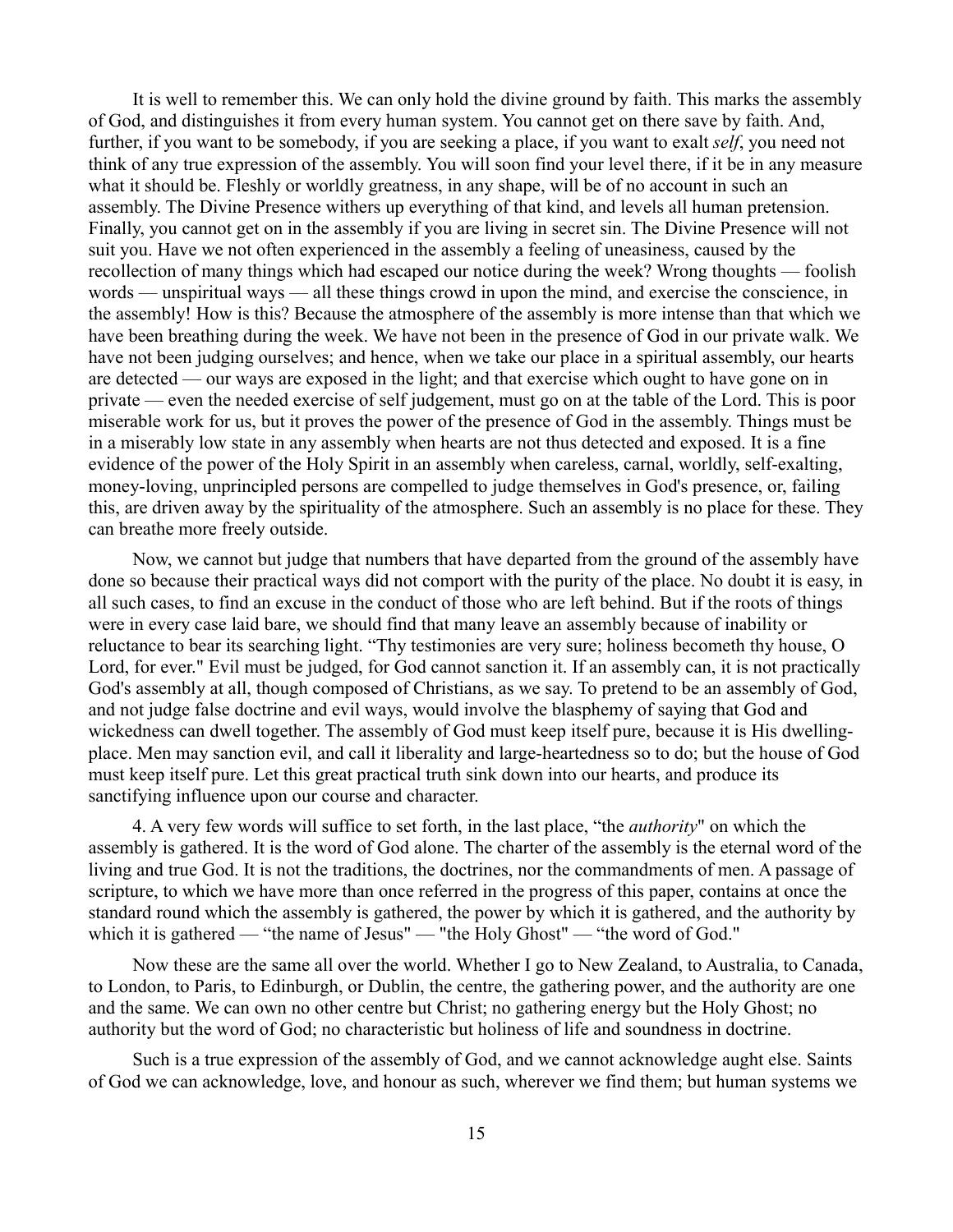It is well to remember this. We can only hold the divine ground by faith. This marks the assembly of God, and distinguishes it from every human system. You cannot get on there save by faith. And, further, if you want to be somebody, if you are seeking a place, if you want to exalt *self*, you need not think of any true expression of the assembly. You will soon find your level there, if it be in any measure what it should be. Fleshly or worldly greatness, in any shape, will be of no account in such an assembly. The Divine Presence withers up everything of that kind, and levels all human pretension. Finally, you cannot get on in the assembly if you are living in secret sin. The Divine Presence will not suit you. Have we not often experienced in the assembly a feeling of uneasiness, caused by the recollection of many things which had escaped our notice during the week? Wrong thoughts — foolish words — unspiritual ways — all these things crowd in upon the mind, and exercise the conscience, in the assembly! How is this? Because the atmosphere of the assembly is more intense than that which we have been breathing during the week. We have not been in the presence of God in our private walk. We have not been judging ourselves; and hence, when we take our place in a spiritual assembly, our hearts are detected — our ways are exposed in the light; and that exercise which ought to have gone on in private — even the needed exercise of self judgement, must go on at the table of the Lord. This is poor miserable work for us, but it proves the power of the presence of God in the assembly. Things must be in a miserably low state in any assembly when hearts are not thus detected and exposed. It is a fine evidence of the power of the Holy Spirit in an assembly when careless, carnal, worldly, self-exalting, money-loving, unprincipled persons are compelled to judge themselves in God's presence, or, failing this, are driven away by the spirituality of the atmosphere. Such an assembly is no place for these. They can breathe more freely outside.

Now, we cannot but judge that numbers that have departed from the ground of the assembly have done so because their practical ways did not comport with the purity of the place. No doubt it is easy, in all such cases, to find an excuse in the conduct of those who are left behind. But if the roots of things were in every case laid bare, we should find that many leave an assembly because of inability or reluctance to bear its searching light. "Thy testimonies are very sure; holiness becometh thy house, O Lord, for ever." Evil must be judged, for God cannot sanction it. If an assembly can, it is not practically God's assembly at all, though composed of Christians, as we say. To pretend to be an assembly of God, and not judge false doctrine and evil ways, would involve the blasphemy of saying that God and wickedness can dwell together. The assembly of God must keep itself pure, because it is His dwelling-place. Men may sanction evil, and call it liberality and large-heartedness so to do; but the house of God must keep itself pure. Let this great practical truth sink down into our hearts, and produce its sanctifying influence upon our course and character.

4. A very few words will suffice to set forth, in the last place, "the *authority*" on which the assembly is gathered. It is the word of God alone. The charter of the assembly is the eternal word of the living and true God. It is not the traditions, the doctrines, nor the commandments of men. A passage of scripture, to which we have more than once referred in the progress of this paper, contains at once the standard round which the assembly is gathered, the power by which it is gathered, and the authority by which it is gathered — "the name of Jesus" — "the Holy Ghost" — "the word of God."

Now these are the same all over the world. Whether I go to New Zealand, to Australia, to Canada, to London, to Paris, to Edinburgh, or Dublin, the centre, the gathering power, and the authority are one and the same. We can own no other centre but Christ; no gathering energy but the Holy Ghost; no authority but the word of God; no characteristic but holiness of life and soundness in doctrine.

Such is a true expression of the assembly of God, and we cannot acknowledge aught else. Saints of God we can acknowledge, love, and honour as such, wherever we find them; but human systems we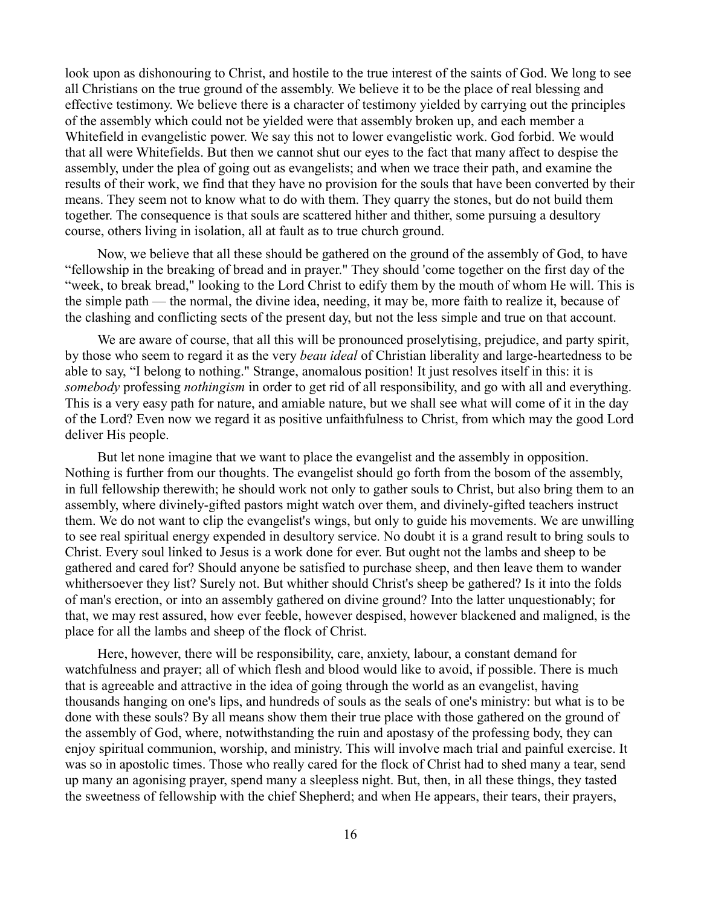look upon as dishonouring to Christ, and hostile to the true interest of the saints of God. We long to see all Christians on the true ground of the assembly. We believe it to be the place of real blessing and effective testimony. We believe there is a character of testimony yielded by carrying out the principles of the assembly which could not be yielded were that assembly broken up, and each member a Whitefield in evangelistic power. We say this not to lower evangelistic work. God forbid. We would that all were Whitefields. But then we cannot shut our eyes to the fact that many affect to despise the assembly, under the plea of going out as evangelists; and when we trace their path, and examine the results of their work, we find that they have no provision for the souls that have been converted by their means. They seem not to know what to do with them. They quarry the stones, but do not build them together. The consequence is that souls are scattered hither and thither, some pursuing a desultory course, others living in isolation, all at fault as to true church ground.

Now, we believe that all these should be gathered on the ground of the assembly of God, to have "fellowship in the breaking of bread and in prayer." They should 'come together on the first day of the "week, to break bread," looking to the Lord Christ to edify them by the mouth of whom He will. This is the simple path — the normal, the divine idea, needing, it may be, more faith to realize it, because of the clashing and conflicting sects of the present day, but not the less simple and true on that account.

We are aware of course, that all this will be pronounced proselytising, prejudice, and party spirit, by those who seem to regard it as the very *beau ideal* of Christian liberality and large-heartedness to be able to say, "I belong to nothing." Strange, anomalous position! It just resolves itself in this: it is *somebody* professing *nothingism* in order to get rid of all responsibility, and go with all and everything. This is a very easy path for nature, and amiable nature, but we shall see what will come of it in the day of the Lord? Even now we regard it as positive unfaithfulness to Christ, from which may the good Lord deliver His people.

But let none imagine that we want to place the evangelist and the assembly in opposition. Nothing is further from our thoughts. The evangelist should go forth from the bosom of the assembly, in full fellowship therewith; he should work not only to gather souls to Christ, but also bring them to an assembly, where divinely-gifted pastors might watch over them, and divinely-gifted teachers instruct them. We do not want to clip the evangelist's wings, but only to guide his movements. We are unwilling to see real spiritual energy expended in desultory service. No doubt it is a grand result to bring souls to Christ. Every soul linked to Jesus is a work done for ever. But ought not the lambs and sheep to be gathered and cared for? Should anyone be satisfied to purchase sheep, and then leave them to wander whithersoever they list? Surely not. But whither should Christ's sheep be gathered? Is it into the folds of man's erection, or into an assembly gathered on divine ground? Into the latter unquestionably; for that, we may rest assured, how ever feeble, however despised, however blackened and maligned, is the place for all the lambs and sheep of the flock of Christ.

Here, however, there will be responsibility, care, anxiety, labour, a constant demand for watchfulness and prayer; all of which flesh and blood would like to avoid, if possible. There is much that is agreeable and attractive in the idea of going through the world as an evangelist, having thousands hanging on one's lips, and hundreds of souls as the seals of one's ministry: but what is to be done with these souls? By all means show them their true place with those gathered on the ground of the assembly of God, where, notwithstanding the ruin and apostasy of the professing body, they can enjoy spiritual communion, worship, and ministry. This will involve mach trial and painful exercise. It was so in apostolic times. Those who really cared for the flock of Christ had to shed many a tear, send up many an agonising prayer, spend many a sleepless night. But, then, in all these things, they tasted the sweetness of fellowship with the chief Shepherd; and when He appears, their tears, their prayers,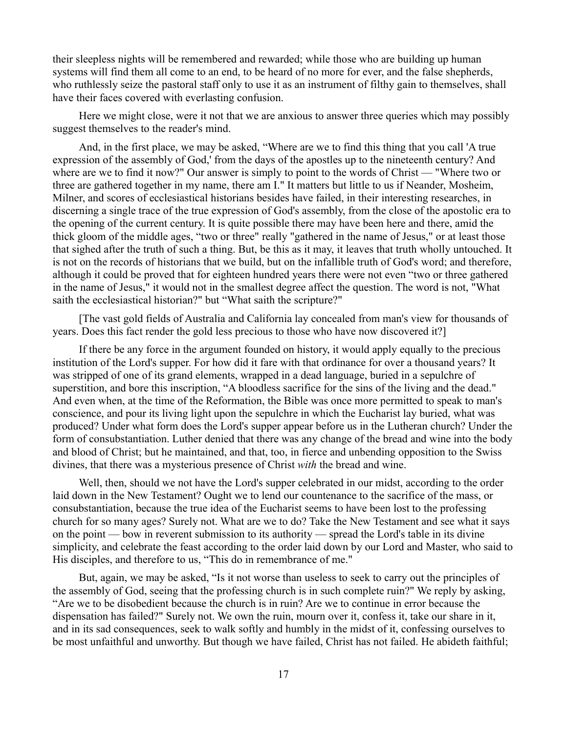their sleepless nights will be remembered and rewarded; while those who are building up human systems will find them all come to an end, to be heard of no more for ever, and the false shepherds, who ruthlessly seize the pastoral staff only to use it as an instrument of filthy gain to themselves, shall have their faces covered with everlasting confusion.

Here we might close, were it not that we are anxious to answer three queries which may possibly suggest themselves to the reader's mind.

And, in the first place, we may be asked, "Where are we to find this thing that you call 'A true expression of the assembly of God,' from the days of the apostles up to the nineteenth century? And where are we to find it now?" Our answer is simply to point to the words of Christ — "Where two or three are gathered together in my name, there am I." It matters but little to us if Neander, Mosheim, Milner, and scores of ecclesiastical historians besides have failed, in their interesting researches, in discerning a single trace of the true expression of God's assembly, from the close of the apostolic era to the opening of the current century. It is quite possible there may have been here and there, amid the thick gloom of the middle ages, "two or three" really "gathered in the name of Jesus," or at least those that sighed after the truth of such a thing. But, be this as it may, it leaves that truth wholly untouched. It is not on the records of historians that we build, but on the infallible truth of God's word; and therefore, although it could be proved that for eighteen hundred years there were not even "two or three gathered in the name of Jesus," it would not in the smallest degree affect the question. The word is not, "What saith the ecclesiastical historian?" but "What saith the scripture?"

[The vast gold fields of Australia and California lay concealed from man's view for thousands of years. Does this fact render the gold less precious to those who have now discovered it?]

If there be any force in the argument founded on history, it would apply equally to the precious institution of the Lord's supper. For how did it fare with that ordinance for over a thousand years? It was stripped of one of its grand elements, wrapped in a dead language, buried in a sepulchre of superstition, and bore this inscription, "A bloodless sacrifice for the sins of the living and the dead." And even when, at the time of the Reformation, the Bible was once more permitted to speak to man's conscience, and pour its living light upon the sepulchre in which the Eucharist lay buried, what was produced? Under what form does the Lord's supper appear before us in the Lutheran church? Under the form of consubstantiation. Luther denied that there was any change of the bread and wine into the body and blood of Christ; but he maintained, and that, too, in fierce and unbending opposition to the Swiss divines, that there was a mysterious presence of Christ *with* the bread and wine.

Well, then, should we not have the Lord's supper celebrated in our midst, according to the order laid down in the New Testament? Ought we to lend our countenance to the sacrifice of the mass, or consubstantiation, because the true idea of the Eucharist seems to have been lost to the professing church for so many ages? Surely not. What are we to do? Take the New Testament and see what it says on the point — bow in reverent submission to its authority — spread the Lord's table in its divine simplicity, and celebrate the feast according to the order laid down by our Lord and Master, who said to His disciples, and therefore to us, "This do in remembrance of me."

But, again, we may be asked, "Is it not worse than useless to seek to carry out the principles of the assembly of God, seeing that the professing church is in such complete ruin?" We reply by asking, "Are we to be disobedient because the church is in ruin? Are we to continue in error because the dispensation has failed?" Surely not. We own the ruin, mourn over it, confess it, take our share in it, and in its sad consequences, seek to walk softly and humbly in the midst of it, confessing ourselves to be most unfaithful and unworthy. But though we have failed, Christ has not failed. He abideth faithful;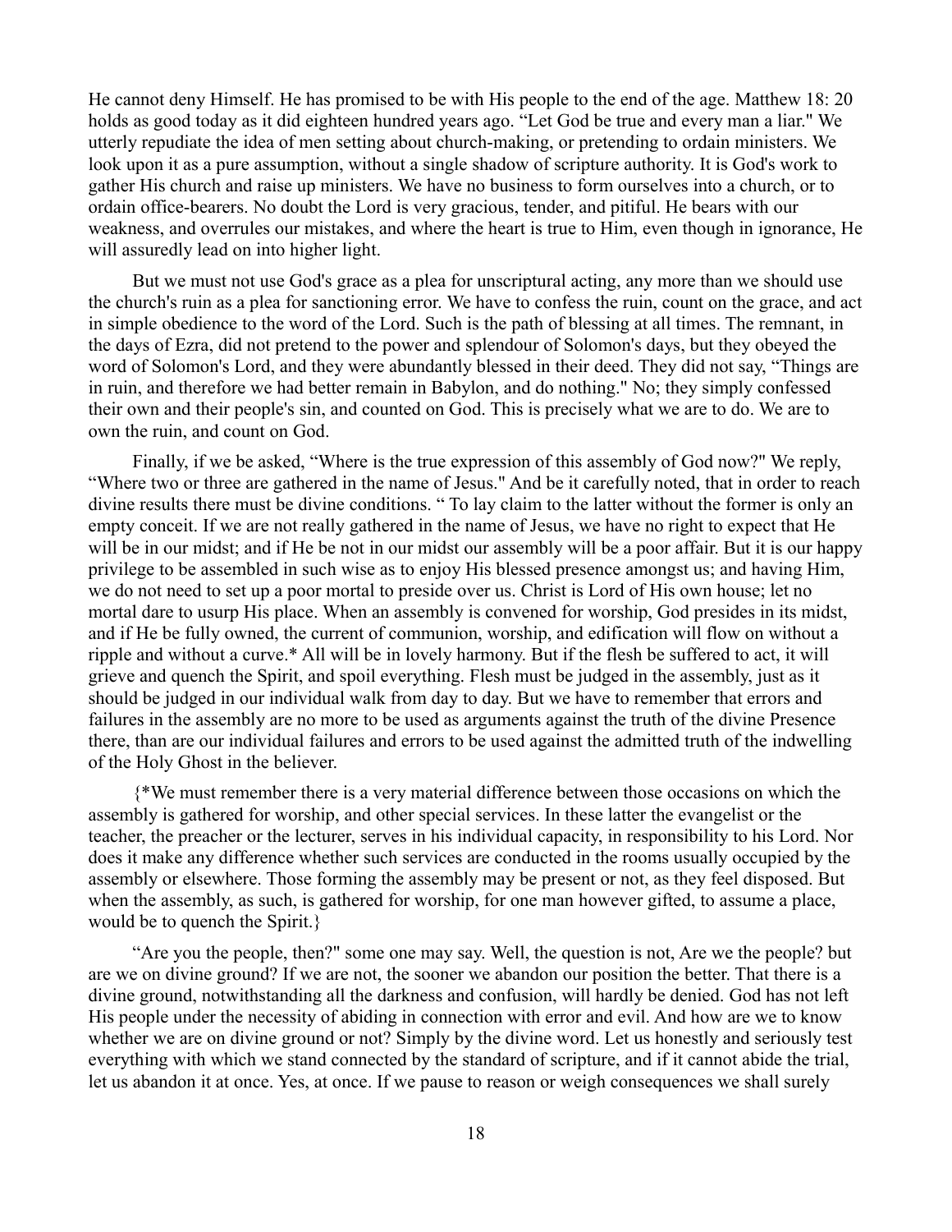He cannot deny Himself. He has promised to be with His people to the end of the age. Matthew 18: 20 holds as good today as it did eighteen hundred years ago. "Let God be true and every man a liar." We utterly repudiate the idea of men setting about church-making, or pretending to ordain ministers. We look upon it as a pure assumption, without a single shadow of scripture authority. It is God's work to gather His church and raise up ministers. We have no business to form ourselves into a church, or to ordain office-bearers. No doubt the Lord is very gracious, tender, and pitiful. He bears with our weakness, and overrules our mistakes, and where the heart is true to Him, even though in ignorance, He will assuredly lead on into higher light.

But we must not use God's grace as a plea for unscriptural acting, any more than we should use the church's ruin as a plea for sanctioning error. We have to confess the ruin, count on the grace, and act in simple obedience to the word of the Lord. Such is the path of blessing at all times. The remnant, in the days of Ezra, did not pretend to the power and splendour of Solomon's days, but they obeyed the word of Solomon's Lord, and they were abundantly blessed in their deed. They did not say, "Things are in ruin, and therefore we had better remain in Babylon, and do nothing." No; they simply confessed their own and their people's sin, and counted on God. This is precisely what we are to do. We are to own the ruin, and count on God.

Finally, if we be asked, "Where is the true expression of this assembly of God now?" We reply, "Where two or three are gathered in the name of Jesus." And be it carefully noted, that in order to reach divine results there must be divine conditions. " To lay claim to the latter without the former is only an empty conceit. If we are not really gathered in the name of Jesus, we have no right to expect that He will be in our midst; and if He be not in our midst our assembly will be a poor affair. But it is our happy privilege to be assembled in such wise as to enjoy His blessed presence amongst us; and having Him, we do not need to set up a poor mortal to preside over us. Christ is Lord of His own house; let no mortal dare to usurp His place. When an assembly is convened for worship, God presides in its midst, and if He be fully owned, the current of communion, worship, and edification will flow on without a ripple and without a curve.* All will be in lovely harmony. But if the flesh be suffered to act, it will grieve and quench the Spirit, and spoil everything. Flesh must be judged in the assembly, just as it should be judged in our individual walk from day to day. But we have to remember that errors and failures in the assembly are no more to be used as arguments against the truth of the divine Presence there, than are our individual failures and errors to be used against the admitted truth of the indwelling of the Holy Ghost in the believer.

{*We must remember there is a very material difference between those occasions on which the assembly is gathered for worship, and other special services. In these latter the evangelist or the teacher, the preacher or the lecturer, serves in his individual capacity, in responsibility to his Lord. Nor does it make any difference whether such services are conducted in the rooms usually occupied by the assembly or elsewhere. Those forming the assembly may be present or not, as they feel disposed. But when the assembly, as such, is gathered for worship, for one man however gifted, to assume a place, would be to quench the Spirit.}

"Are you the people, then?" some one may say. Well, the question is not, Are we the people? but are we on divine ground? If we are not, the sooner we abandon our position the better. That there is a divine ground, notwithstanding all the darkness and confusion, will hardly be denied. God has not left His people under the necessity of abiding in connection with error and evil. And how are we to know whether we are on divine ground or not? Simply by the divine word. Let us honestly and seriously test everything with which we stand connected by the standard of scripture, and if it cannot abide the trial, let us abandon it at once. Yes, at once. If we pause to reason or weigh consequences we shall surely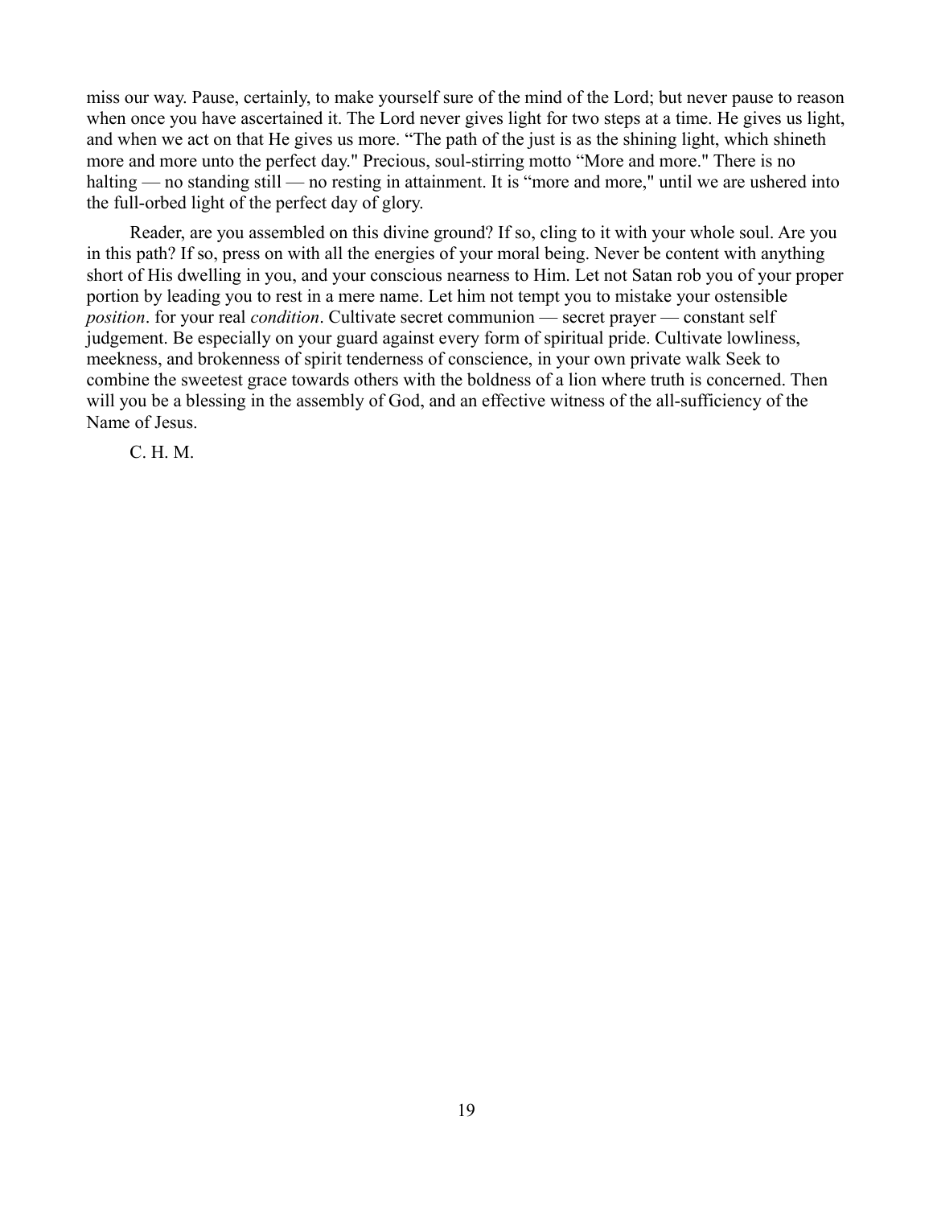miss our way. Pause, certainly, to make yourself sure of the mind of the Lord; but never pause to reason when once you have ascertained it. The Lord never gives light for two steps at a time. He gives us light, and when we act on that He gives us more. "The path of the just is as the shining light, which shineth more and more unto the perfect day." Precious, soul-stirring motto "More and more." There is no halting — no standing still — no resting in attainment. It is "more and more," until we are ushered into the full-orbed light of the perfect day of glory.

Reader, are you assembled on this divine ground? If so, cling to it with your whole soul. Are you in this path? If so, press on with all the energies of your moral being. Never be content with anything short of His dwelling in you, and your conscious nearness to Him. Let not Satan rob you of your proper portion by leading you to rest in a mere name. Let him not tempt you to mistake your ostensible *position*. for your real *condition*. Cultivate secret communion — secret prayer — constant self judgement. Be especially on your guard against every form of spiritual pride. Cultivate lowliness, meekness, and brokenness of spirit tenderness of conscience, in your own private walk Seek to combine the sweetest grace towards others with the boldness of a lion where truth is concerned. Then will you be a blessing in the assembly of God, and an effective witness of the all-sufficiency of the Name of Jesus.

C. H. M.